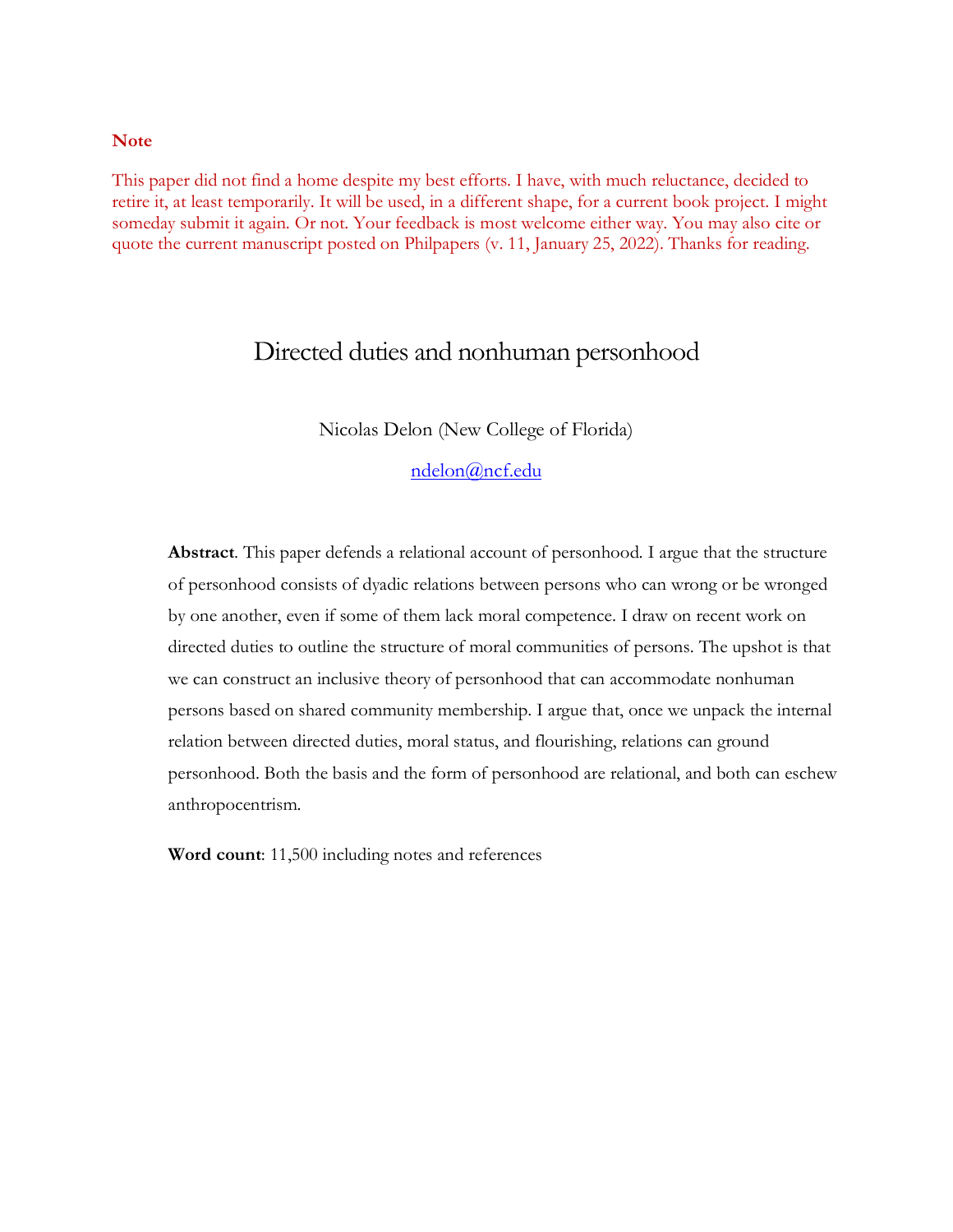**Note**

This paper did not find a home despite my best efforts. I have, with much reluctance, decided to retire it, at least temporarily. It will be used, in a different shape, for a current book project. I might someday submit it again. Or not. Your feedback is most welcome either way. You may also cite or quote the current manuscript posted on Philpapers (v. 11, January 25, 2022). Thanks for reading.

# Directed duties and nonhuman personhood

Nicolas Delon (New College of Florida)

ndelon@ncf.edu

**Abstract**. This paper defends a relational account of personhood. I argue that the structure of personhood consists of dyadic relations between persons who can wrong or be wronged by one another, even if some of them lack moral competence. I draw on recent work on directed duties to outline the structure of moral communities of persons. The upshot is that we can construct an inclusive theory of personhood that can accommodate nonhuman persons based on shared community membership. I argue that, once we unpack the internal relation between directed duties, moral status, and flourishing, relations can ground personhood. Both the basis and the form of personhood are relational, and both can eschew anthropocentrism.

**Word count**: 11,500 including notes and references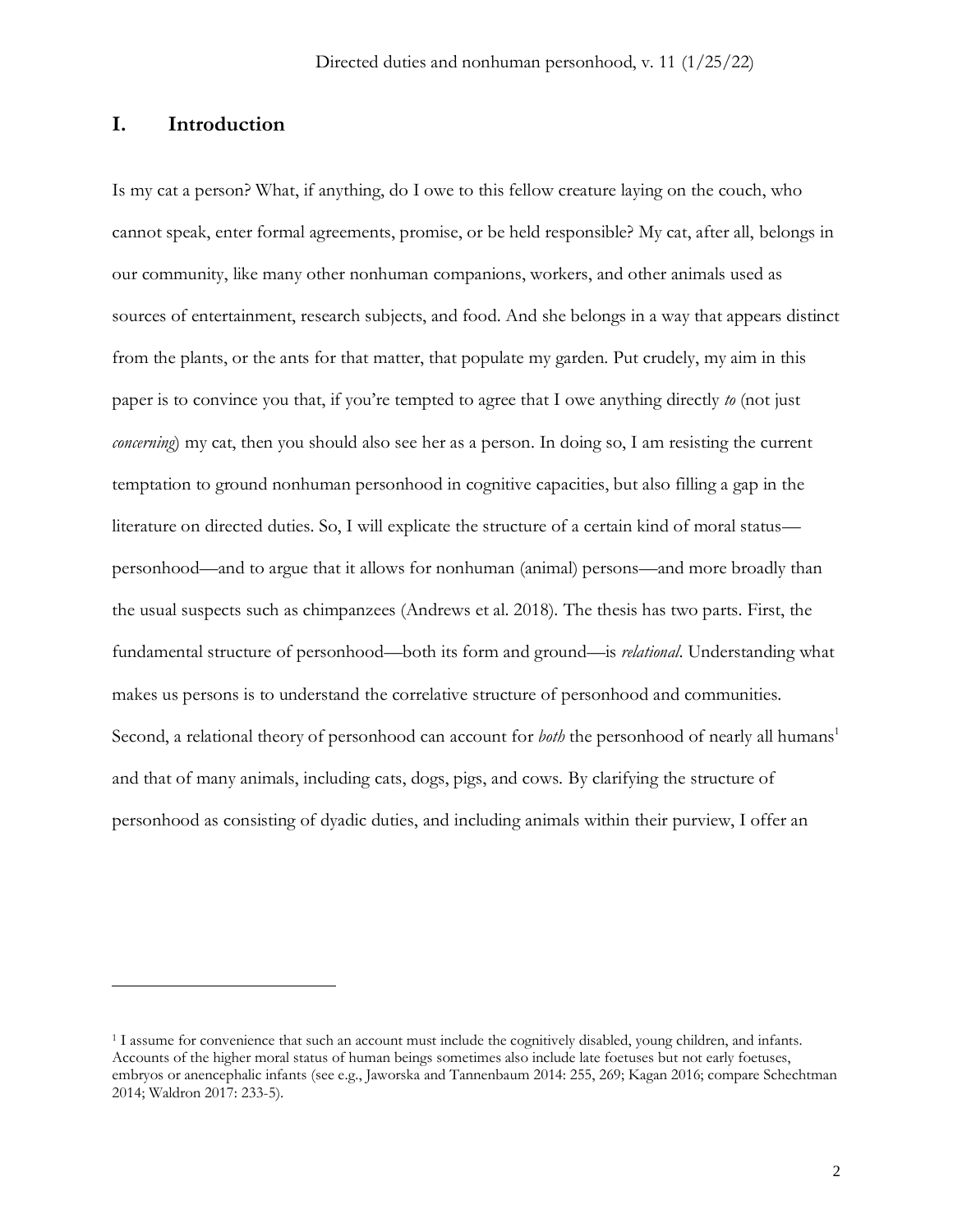# I. Introduction

Is my cat a person? What, if anything, do I owe to this fellow creature laying on the couch, who cannot speak, enter formal agreements, promise, or be held responsible? My cat, after all, belongs in our community, like many other nonhuman companions, workers, and other animals used as sources of entertainment, research subjects, and food. And she belongs in a way that appears distinct from the plants, or the ants for that matter, that populate my garden. Put crudely, my aim in this paper is to convince you that, if you're tempted to agree that I owe anything directly *to* (not just *concerning*) my cat, then you should also see her as a person. In doing so, I am resisting the current temptation to ground nonhuman personhood in cognitive capacities, but also filling a gap in the literature on directed duties. So, I will explicate the structure of a certain kind of moral status—personhood—and to argue that it allows for nonhuman (animal) persons—and more broadly than the usual suspects such as chimpanzees (Andrews et al. 2018). The thesis has two parts. First, the fundamental structure of personhood—both its form and ground—is *relational*. Understanding what makes us persons is to understand the correlative structure of personhood and communities. Second, a relational theory of personhood can account for *both* the personhood of nearly all humans[1] and that of many animals, including cats, dogs, pigs, and cows. By clarifying the structure of personhood as consisting of dyadic duties, and including animals within their purview, I offer an

[1] I assume for convenience that such an account must include the cognitively disabled, young children, and infants. Accounts of the higher moral status of human beings sometimes also include late foetuses but not early foetuses, embryos or anencephalic infants (see e.g., Jaworska and Tannenbaum 2014: 255, 269; Kagan 2016; compare Schechtman 2014; Waldron 2017: 233-5).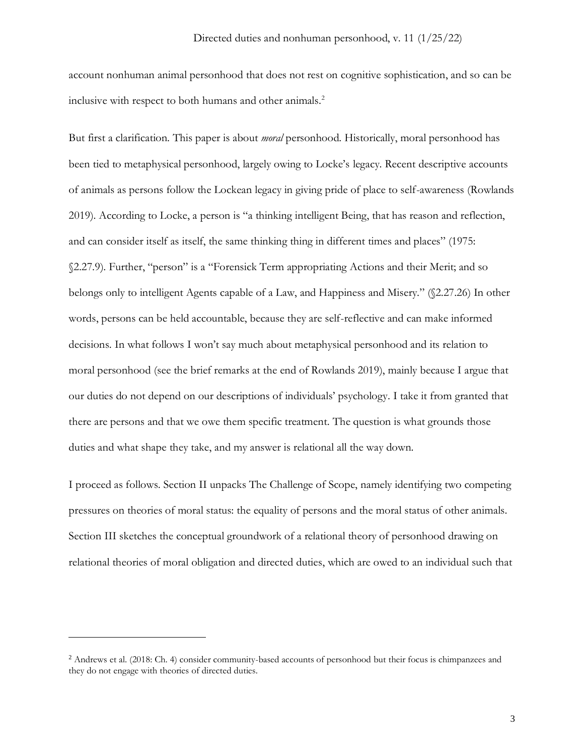account nonhuman animal personhood that does not rest on cognitive sophistication, and so can be inclusive with respect to both humans and other animals.[2]

But first a clarification. This paper is about *moral* personhood. Historically, moral personhood has been tied to metaphysical personhood, largely owing to Locke's legacy. Recent descriptive accounts of animals as persons follow the Lockean legacy in giving pride of place to self-awareness (Rowlands 2019). According to Locke, a person is "a thinking intelligent Being, that has reason and reflection, and can consider itself as itself, the same thinking thing in different times and places" (1975: §2.27.9). Further, "person" is a "Forensick Term appropriating Actions and their Merit; and so belongs only to intelligent Agents capable of a Law, and Happiness and Misery." (§2.27.26) In other words, persons can be held accountable, because they are self-reflective and can make informed decisions. In what follows I won't say much about metaphysical personhood and its relation to moral personhood (see the brief remarks at the end of Rowlands 2019), mainly because I argue that our duties do not depend on our descriptions of individuals' psychology. I take it from granted that there are persons and that we owe them specific treatment. The question is what grounds those duties and what shape they take, and my answer is relational all the way down.

I proceed as follows. Section II unpacks The Challenge of Scope, namely identifying two competing pressures on theories of moral status: the equality of persons and the moral status of other animals. Section III sketches the conceptual groundwork of a relational theory of personhood drawing on relational theories of moral obligation and directed duties, which are owed to an individual such that

[2] Andrews et al. (2018: Ch. 4) consider community-based accounts of personhood but their focus is chimpanzees and they do not engage with theories of directed duties.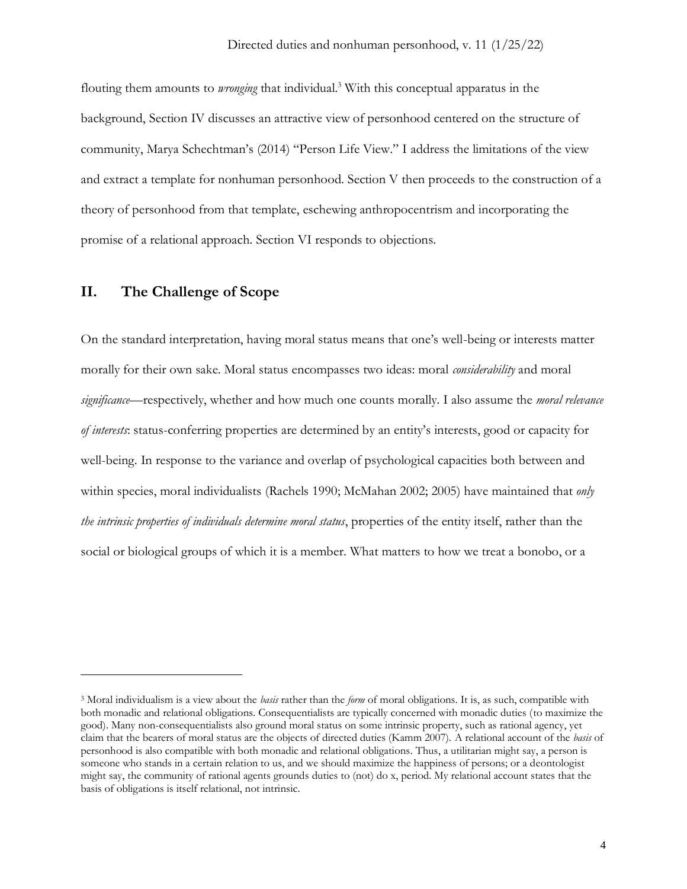flouting them amounts to *wronging* that individual.[3] With this conceptual apparatus in the background, Section IV discusses an attractive view of personhood centered on the structure of community, Marya Schechtman's (2014) "Person Life View." I address the limitations of the view and extract a template for nonhuman personhood. Section V then proceeds to the construction of a theory of personhood from that template, eschewing anthropocentrism and incorporating the promise of a relational approach. Section VI responds to objections.

## II. The Challenge of Scope

On the standard interpretation, having moral status means that one's well-being or interests matter morally for their own sake. Moral status encompasses two ideas: moral *considerability* and moral *significance*—respectively, whether and how much one counts morally. I also assume the *moral relevance of interests*: status-conferring properties are determined by an entity's interests, good or capacity for well-being. In response to the variance and overlap of psychological capacities both between and within species, moral individualists (Rachels 1990; McMahan 2002; 2005) have maintained that *only the intrinsic properties of individuals determine moral status*, properties of the entity itself, rather than the social or biological groups of which it is a member. What matters to how we treat a bonobo, or a

---

[3] Moral individualism is a view about the *basis* rather than the *form* of moral obligations. It is, as such, compatible with both monadic and relational obligations. Consequentialists are typically concerned with monadic duties (to maximize the good). Many non-consequentialists also ground moral status on some intrinsic property, such as rational agency, yet claim that the bearers of moral status are the objects of directed duties (Kamm 2007). A relational account of the *basis* of personhood is also compatible with both monadic and relational obligations. Thus, a utilitarian might say, a person is someone who stands in a certain relation to us, and we should maximize the happiness of persons; or a deontologist might say, the community of rational agents grounds duties to (not) do x, period. My relational account states that the basis of obligations is itself relational, not intrinsic.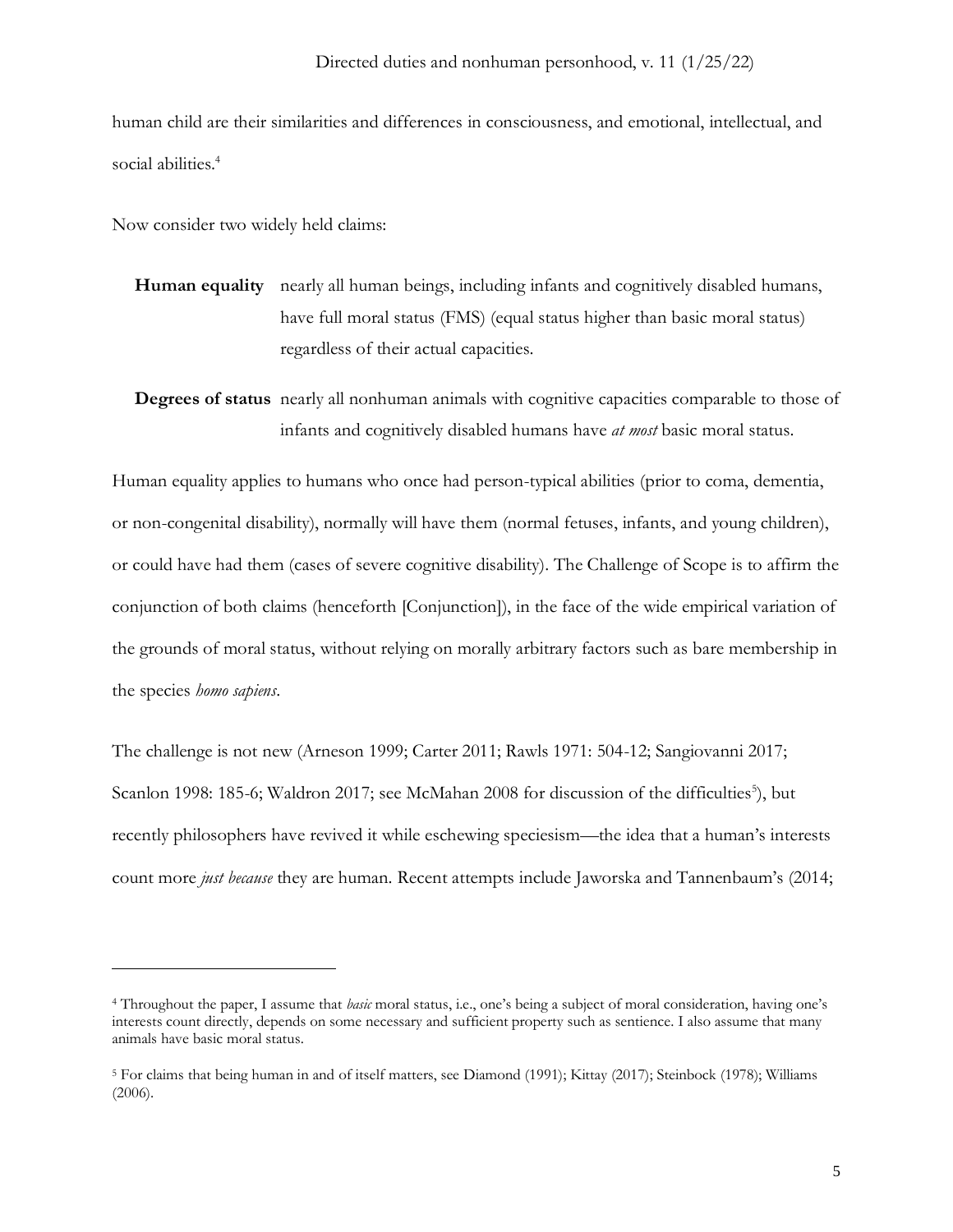human child are their similarities and differences in consciousness, and emotional, intellectual, and social abilities.[4]

Now consider two widely held claims:

**Human equality** nearly all human beings, including infants and cognitively disabled humans, have full moral status (FMS) (equal status higher than basic moral status) regardless of their actual capacities.

**Degrees of status** nearly all nonhuman animals with cognitive capacities comparable to those of infants and cognitively disabled humans have *at most* basic moral status.

Human equality applies to humans who once had person-typical abilities (prior to coma, dementia, or non-congenital disability), normally will have them (normal fetuses, infants, and young children), or could have had them (cases of severe cognitive disability). The Challenge of Scope is to affirm the conjunction of both claims (henceforth [Conjunction]), in the face of the wide empirical variation of the grounds of moral status, without relying on morally arbitrary factors such as bare membership in the species *homo sapiens*.

The challenge is not new (Arneson 1999; Carter 2011; Rawls 1971: 504-12; Sangiovanni 2017; Scanlon 1998: 185-6; Waldron 2017; see McMahan 2008 for discussion of the difficulties[5]), but recently philosophers have revived it while eschewing speciesism—the idea that a human's interests count more *just because* they are human. Recent attempts include Jaworska and Tannenbaum's (2014;

---

[4] Throughout the paper, I assume that *basic* moral status, i.e., one's being a subject of moral consideration, having one's interests count directly, depends on some necessary and sufficient property such as sentience. I also assume that many animals have basic moral status.

[5] For claims that being human in and of itself matters, see Diamond (1991); Kittay (2017); Steinbock (1978); Williams (2006).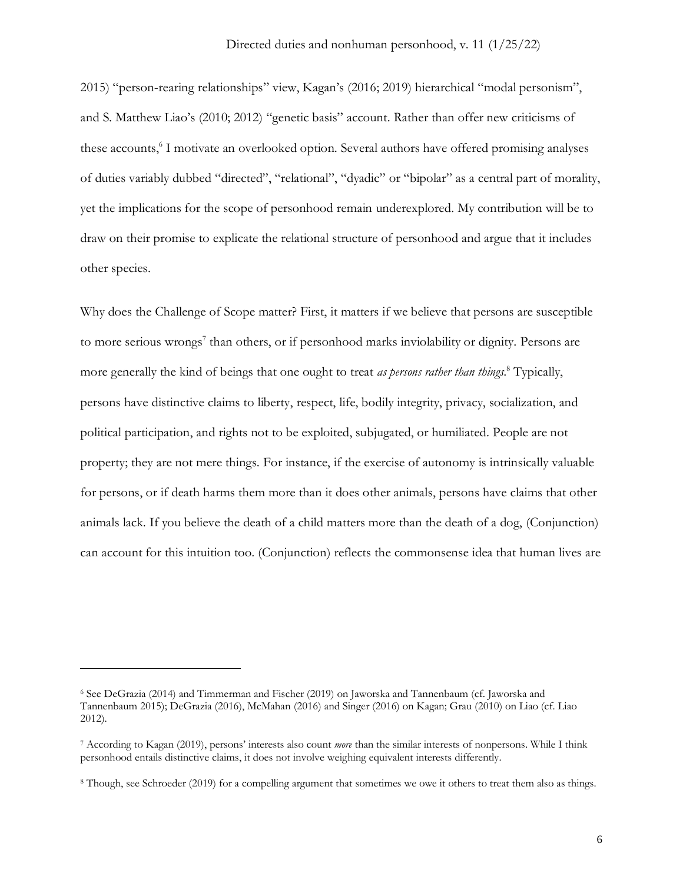2015) "person-rearing relationships" view, Kagan's (2016; 2019) hierarchical "modal personism", and S. Matthew Liao's (2010; 2012) "genetic basis" account. Rather than offer new criticisms of these accounts,[6] I motivate an overlooked option. Several authors have offered promising analyses of duties variably dubbed "directed", "relational", "dyadic" or "bipolar" as a central part of morality, yet the implications for the scope of personhood remain underexplored. My contribution will be to draw on their promise to explicate the relational structure of personhood and argue that it includes other species.

Why does the Challenge of Scope matter? First, it matters if we believe that persons are susceptible to more serious wrongs[7] than others, or if personhood marks inviolability or dignity. Persons are more generally the kind of beings that one ought to treat *as persons rather than things*.[8] Typically, persons have distinctive claims to liberty, respect, life, bodily integrity, privacy, socialization, and political participation, and rights not to be exploited, subjugated, or humiliated. People are not property; they are not mere things. For instance, if the exercise of autonomy is intrinsically valuable for persons, or if death harms them more than it does other animals, persons have claims that other animals lack. If you believe the death of a child matters more than the death of a dog, (Conjunction) can account for this intuition too. (Conjunction) reflects the commonsense idea that human lives are

---

[6] See DeGrazia (2014) and Timmerman and Fischer (2019) on Jaworska and Tannenbaum (cf. Jaworska and Tannenbaum 2015); DeGrazia (2016), McMahan (2016) and Singer (2016) on Kagan; Grau (2010) on Liao (cf. Liao 2012).

[7] According to Kagan (2019), persons' interests also count *more* than the similar interests of nonpersons. While I think personhood entails distinctive claims, it does not involve weighing equivalent interests differently.

[8] Though, see Schroeder (2019) for a compelling argument that sometimes we owe it others to treat them also as things.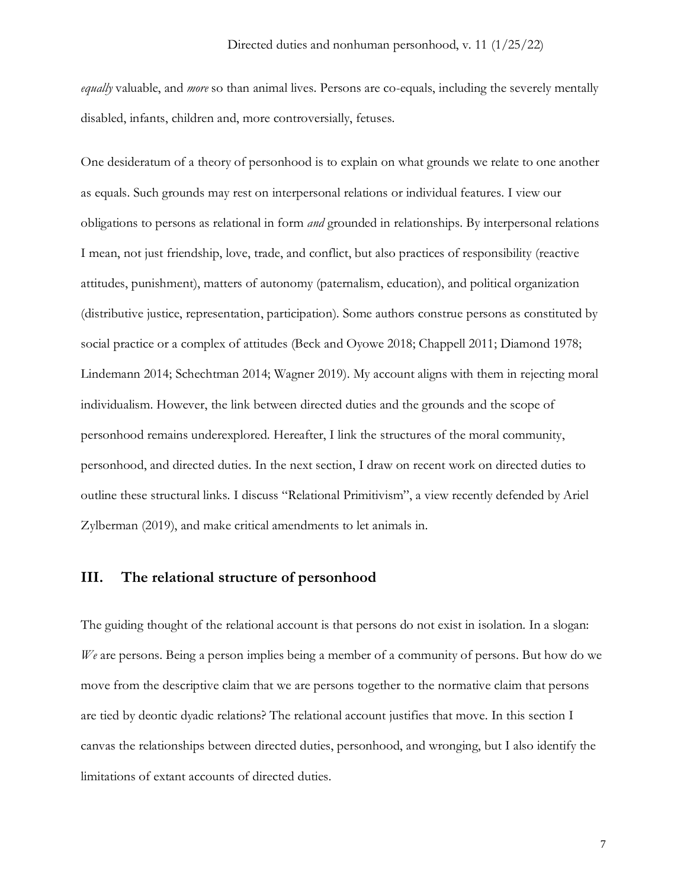*equally* valuable, and *more* so than animal lives. Persons are co-equals, including the severely mentally disabled, infants, children and, more controversially, fetuses.

One desideratum of a theory of personhood is to explain on what grounds we relate to one another as equals. Such grounds may rest on interpersonal relations or individual features. I view our obligations to persons as relational in form *and* grounded in relationships. By interpersonal relations I mean, not just friendship, love, trade, and conflict, but also practices of responsibility (reactive attitudes, punishment), matters of autonomy (paternalism, education), and political organization (distributive justice, representation, participation). Some authors construe persons as constituted by social practice or a complex of attitudes (Beck and Oyowe 2018; Chappell 2011; Diamond 1978; Lindemann 2014; Schechtman 2014; Wagner 2019). My account aligns with them in rejecting moral individualism. However, the link between directed duties and the grounds and the scope of personhood remains underexplored. Hereafter, I link the structures of the moral community, personhood, and directed duties. In the next section, I draw on recent work on directed duties to outline these structural links. I discuss "Relational Primitivism", a view recently defended by Ariel Zylberman (2019), and make critical amendments to let animals in.

## III. The relational structure of personhood

The guiding thought of the relational account is that persons do not exist in isolation. In a slogan: *We* are persons. Being a person implies being a member of a community of persons. But how do we move from the descriptive claim that we are persons together to the normative claim that persons are tied by deontic dyadic relations? The relational account justifies that move. In this section I canvas the relationships between directed duties, personhood, and wronging, but I also identify the limitations of extant accounts of directed duties.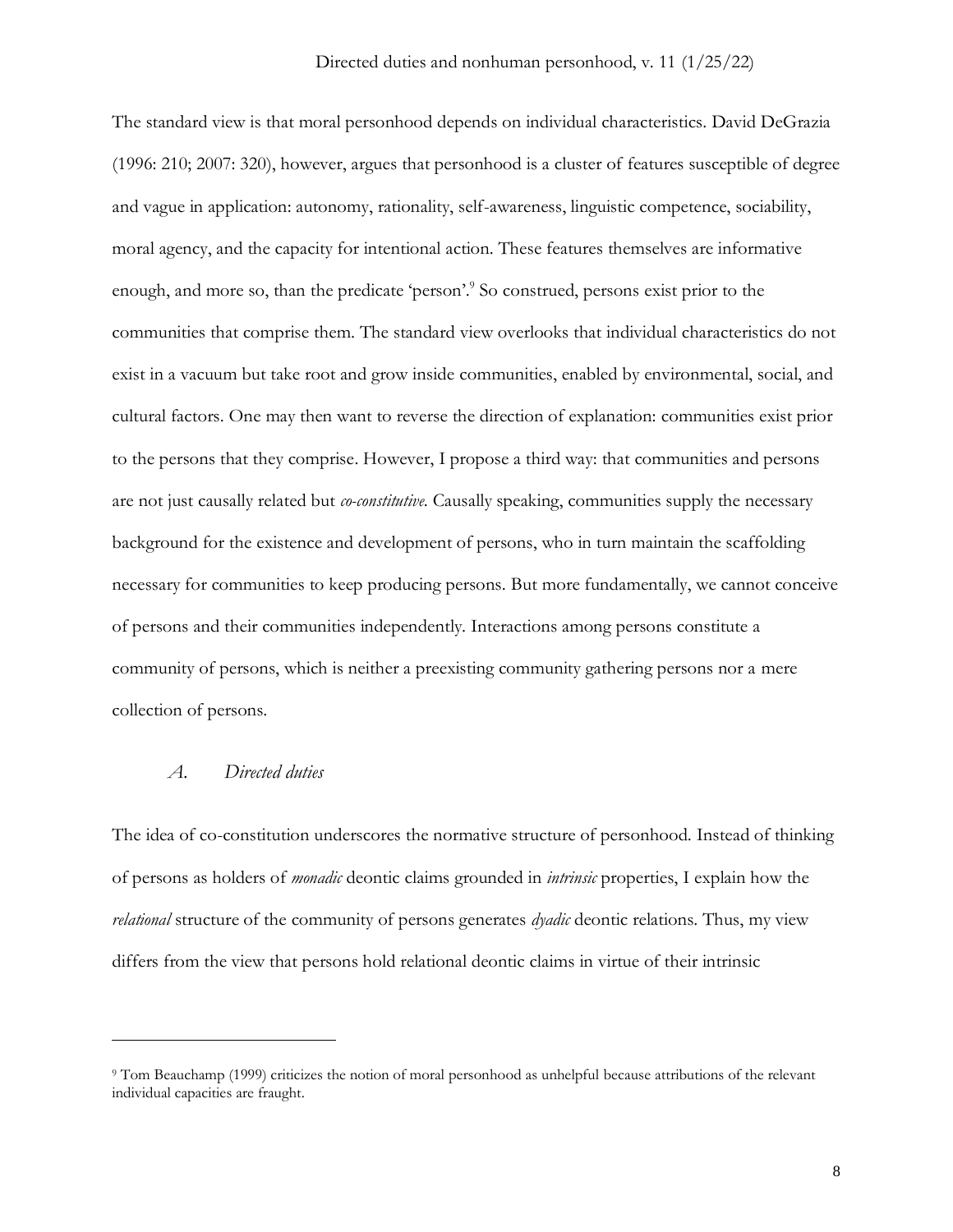The standard view is that moral personhood depends on individual characteristics. David DeGrazia (1996: 210; 2007: 320), however, argues that personhood is a cluster of features susceptible of degree and vague in application: autonomy, rationality, self-awareness, linguistic competence, sociability, moral agency, and the capacity for intentional action. These features themselves are informative enough, and more so, than the predicate 'person'.[9] So construed, persons exist prior to the communities that comprise them. The standard view overlooks that individual characteristics do not exist in a vacuum but take root and grow inside communities, enabled by environmental, social, and cultural factors. One may then want to reverse the direction of explanation: communities exist prior to the persons that they comprise. However, I propose a third way: that communities and persons are not just causally related but *co-constitutive*. Causally speaking, communities supply the necessary background for the existence and development of persons, who in turn maintain the scaffolding necessary for communities to keep producing persons. But more fundamentally, we cannot conceive of persons and their communities independently. Interactions among persons constitute a community of persons, which is neither a preexisting community gathering persons nor a mere collection of persons.

### *A. Directed duties*

The idea of co-constitution underscores the normative structure of personhood. Instead of thinking of persons as holders of *monadic* deontic claims grounded in *intrinsic* properties, I explain how the *relational* structure of the community of persons generates *dyadic* deontic relations. Thus, my view differs from the view that persons hold relational deontic claims in virtue of their intrinsic

---

[9] Tom Beauchamp (1999) criticizes the notion of moral personhood as unhelpful because attributions of the relevant individual capacities are fraught.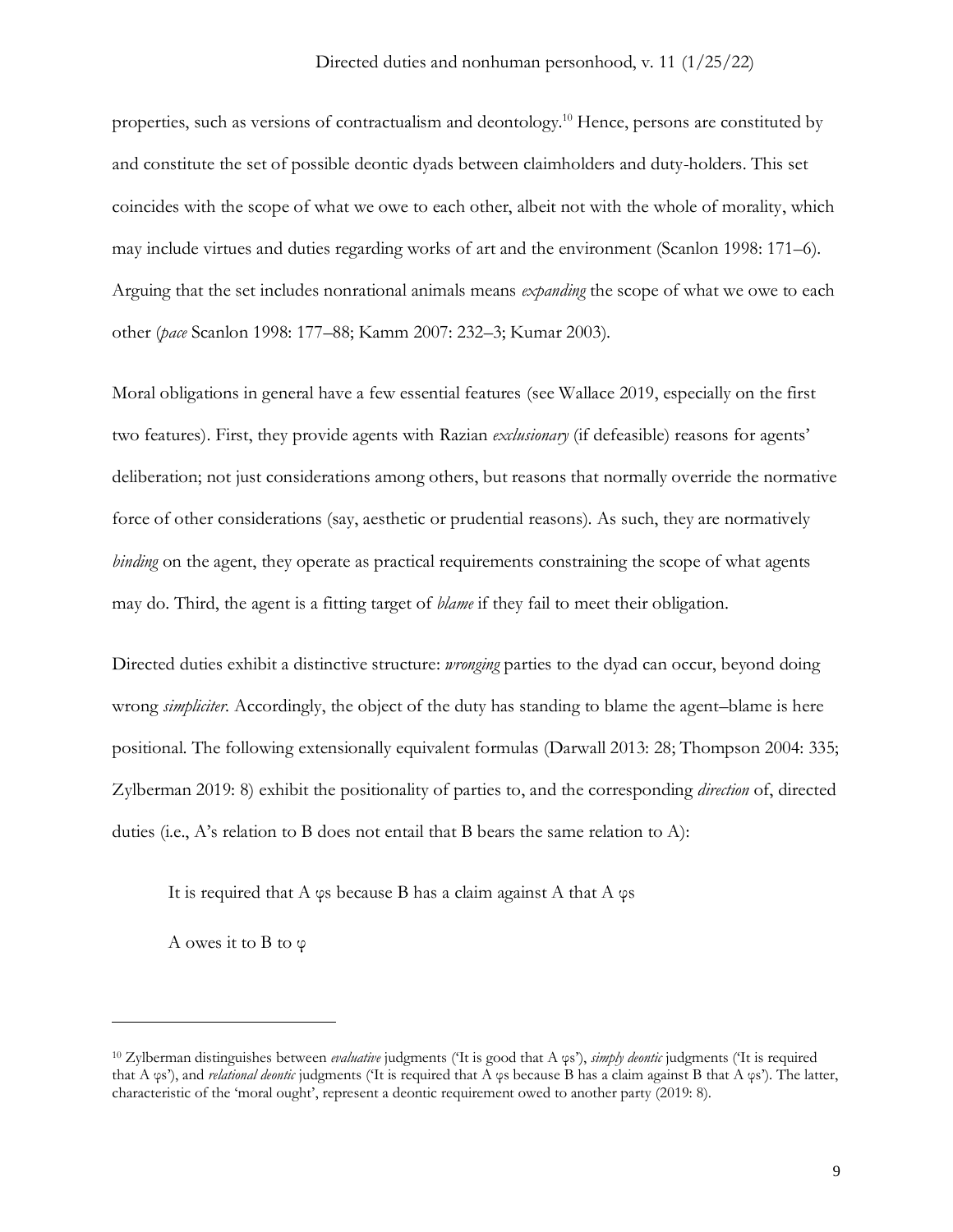properties, such as versions of contractualism and deontology.[10] Hence, persons are constituted by and constitute the set of possible deontic dyads between claimholders and duty-holders. This set coincides with the scope of what we owe to each other, albeit not with the whole of morality, which may include virtues and duties regarding works of art and the environment (Scanlon 1998: 171–6). Arguing that the set includes nonrational animals means *expanding* the scope of what we owe to each other (*pace* Scanlon 1998: 177–88; Kamm 2007: 232–3; Kumar 2003).

Moral obligations in general have a few essential features (see Wallace 2019, especially on the first two features). First, they provide agents with Razian *exclusionary* (if defeasible) reasons for agents' deliberation; not just considerations among others, but reasons that normally override the normative force of other considerations (say, aesthetic or prudential reasons). As such, they are normatively *binding* on the agent, they operate as practical requirements constraining the scope of what agents may do. Third, the agent is a fitting target of *blame* if they fail to meet their obligation.

Directed duties exhibit a distinctive structure: *wronging* parties to the dyad can occur, beyond doing wrong *simpliciter*. Accordingly, the object of the duty has standing to blame the agent–blame is here positional. The following extensionally equivalent formulas (Darwall 2013: 28; Thompson 2004: 335; Zylberman 2019: 8) exhibit the positionality of parties to, and the corresponding *direction* of, directed duties (i.e., A's relation to B does not entail that B bears the same relation to A):

> It is required that A φs because B has a claim against A that A φs
>
> A owes it to B to φ

---

[10] Zylberman distinguishes between *evaluative* judgments ('It is good that A φs'), *simply deontic* judgments ('It is required that A φs'), and *relational deontic* judgments ('It is required that A φs because B has a claim against B that A φs'). The latter, characteristic of the 'moral ought', represent a deontic requirement owed to another party (2019: 8).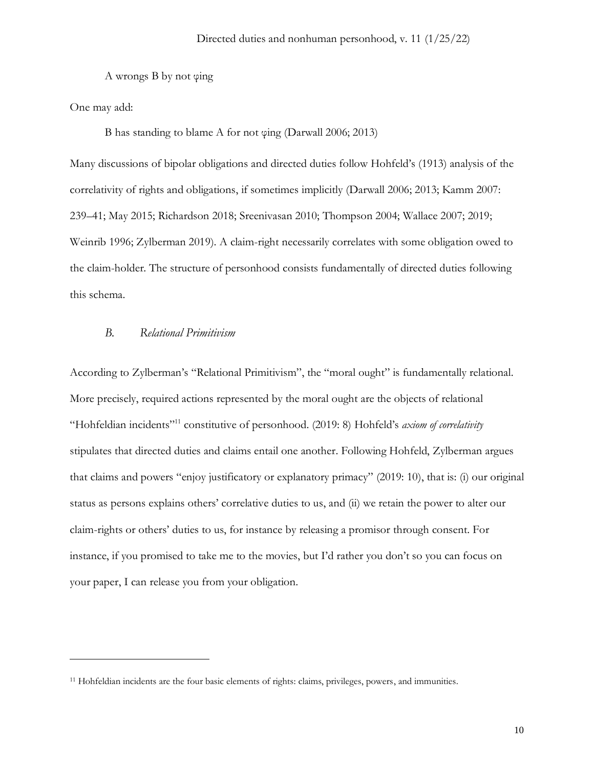A wrongs B by not φing

One may add:

B has standing to blame A for not φing (Darwall 2006; 2013)

Many discussions of bipolar obligations and directed duties follow Hohfeld's (1913) analysis of the correlativity of rights and obligations, if sometimes implicitly (Darwall 2006; 2013; Kamm 2007: 239–41; May 2015; Richardson 2018; Sreenivasan 2010; Thompson 2004; Wallace 2007; 2019; Weinrib 1996; Zylberman 2019). A claim-right necessarily correlates with some obligation owed to the claim-holder. The structure of personhood consists fundamentally of directed duties following this schema.

### B. *Relational Primitivism*

According to Zylberman's "Relational Primitivism", the "moral ought" is fundamentally relational. More precisely, required actions represented by the moral ought are the objects of relational "Hohfeldian incidents"[11] constitutive of personhood. (2019: 8) Hohfeld's *axiom of correlativity* stipulates that directed duties and claims entail one another. Following Hohfeld, Zylberman argues that claims and powers "enjoy justificatory or explanatory primacy" (2019: 10), that is: (i) our original status as persons explains others' correlative duties to us, and (ii) we retain the power to alter our claim-rights or others' duties to us, for instance by releasing a promisor through consent. For instance, if you promised to take me to the movies, but I'd rather you don't so you can focus on your paper, I can release you from your obligation.

---

[11] Hohfeldian incidents are the four basic elements of rights: claims, privileges, powers, and immunities.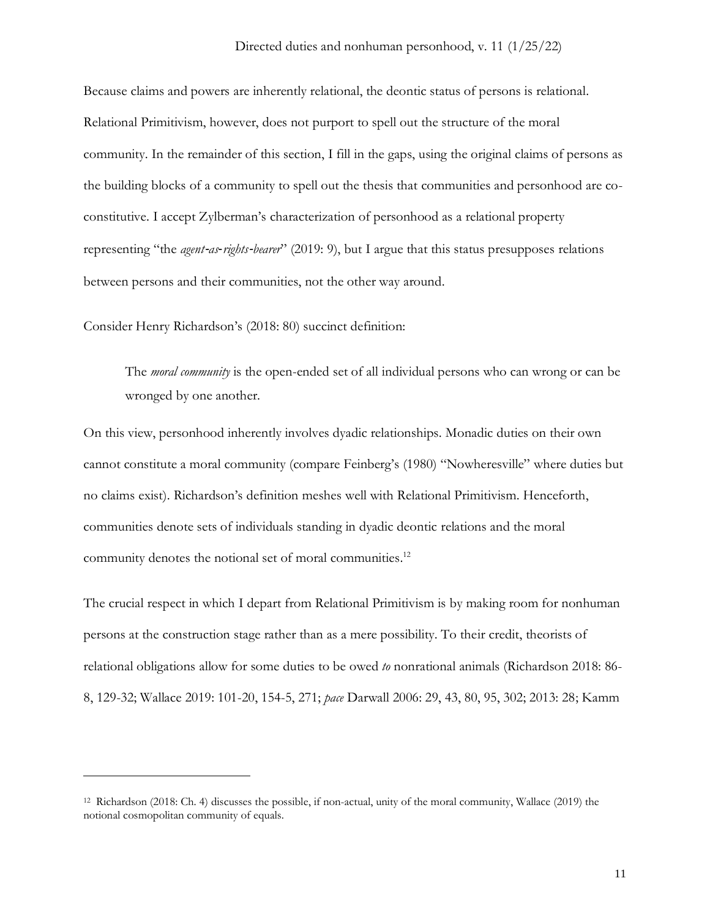Because claims and powers are inherently relational, the deontic status of persons is relational. Relational Primitivism, however, does not purport to spell out the structure of the moral community. In the remainder of this section, I fill in the gaps, using the original claims of persons as the building blocks of a community to spell out the thesis that communities and personhood are co-constitutive. I accept Zylberman's characterization of personhood as a relational property representing "the *agent-as-rights-bearer*" (2019: 9), but I argue that this status presupposes relations between persons and their communities, not the other way around.

Consider Henry Richardson's (2018: 80) succinct definition:

> The *moral community* is the open-ended set of all individual persons who can wrong or can be wronged by one another.

On this view, personhood inherently involves dyadic relationships. Monadic duties on their own cannot constitute a moral community (compare Feinberg's (1980) "Nowheresville" where duties but no claims exist). Richardson's definition meshes well with Relational Primitivism. Henceforth, communities denote sets of individuals standing in dyadic deontic relations and the moral community denotes the notional set of moral communities.[12]

The crucial respect in which I depart from Relational Primitivism is by making room for nonhuman persons at the construction stage rather than as a mere possibility. To their credit, theorists of relational obligations allow for some duties to be owed *to* nonrational animals (Richardson 2018: 86-8, 129-32; Wallace 2019: 101-20, 154-5, 271; *pace* Darwall 2006: 29, 43, 80, 95, 302; 2013: 28; Kamm

---

[12] Richardson (2018: Ch. 4) discusses the possible, if non-actual, unity of the moral community, Wallace (2019) the notional cosmopolitan community of equals.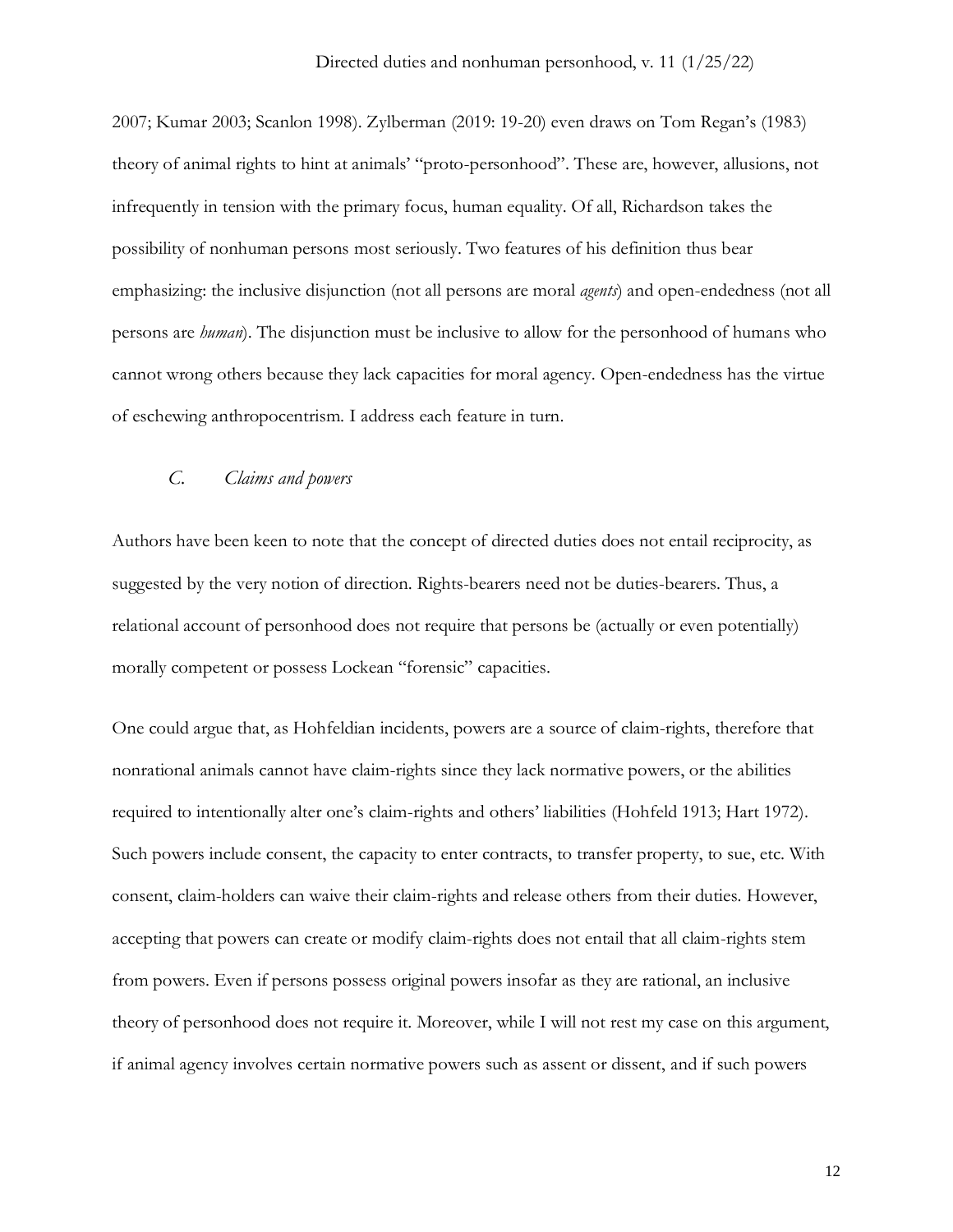2007; Kumar 2003; Scanlon 1998). Zylberman (2019: 19-20) even draws on Tom Regan's (1983) theory of animal rights to hint at animals' "proto-personhood". These are, however, allusions, not infrequently in tension with the primary focus, human equality. Of all, Richardson takes the possibility of nonhuman persons most seriously. Two features of his definition thus bear emphasizing: the inclusive disjunction (not all persons are moral *agents*) and open-endedness (not all persons are *human*). The disjunction must be inclusive to allow for the personhood of humans who cannot wrong others because they lack capacities for moral agency. Open-endedness has the virtue of eschewing anthropocentrism. I address each feature in turn.

### *C. Claims and powers*

Authors have been keen to note that the concept of directed duties does not entail reciprocity, as suggested by the very notion of direction. Rights-bearers need not be duties-bearers. Thus, a relational account of personhood does not require that persons be (actually or even potentially) morally competent or possess Lockean "forensic" capacities.

One could argue that, as Hohfeldian incidents, powers are a source of claim-rights, therefore that nonrational animals cannot have claim-rights since they lack normative powers, or the abilities required to intentionally alter one's claim-rights and others' liabilities (Hohfeld 1913; Hart 1972). Such powers include consent, the capacity to enter contracts, to transfer property, to sue, etc. With consent, claim-holders can waive their claim-rights and release others from their duties. However, accepting that powers can create or modify claim-rights does not entail that all claim-rights stem from powers. Even if persons possess original powers insofar as they are rational, an inclusive theory of personhood does not require it. Moreover, while I will not rest my case on this argument, if animal agency involves certain normative powers such as assent or dissent, and if such powers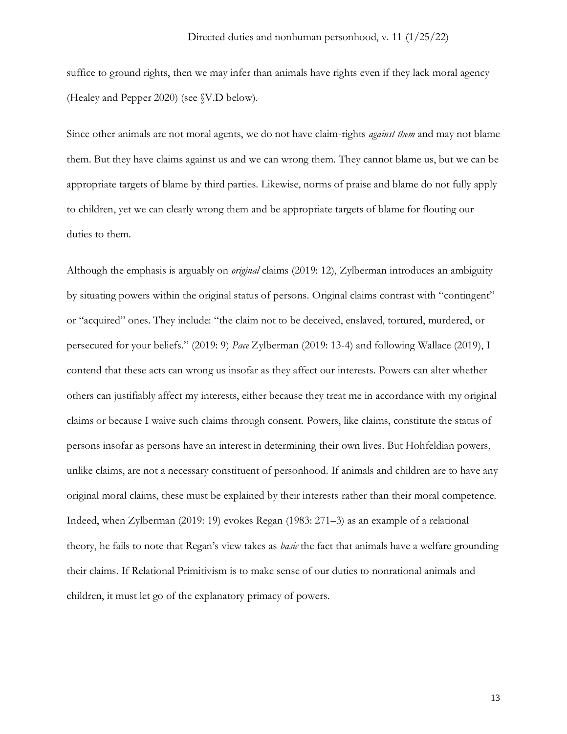suffice to ground rights, then we may infer than animals have rights even if they lack moral agency (Healey and Pepper 2020) (see §V.D below).

Since other animals are not moral agents, we do not have claim-rights *against them* and may not blame them. But they have claims against us and we can wrong them. They cannot blame us, but we can be appropriate targets of blame by third parties. Likewise, norms of praise and blame do not fully apply to children, yet we can clearly wrong them and be appropriate targets of blame for flouting our duties to them.

Although the emphasis is arguably on *original* claims (2019: 12), Zylberman introduces an ambiguity by situating powers within the original status of persons. Original claims contrast with "contingent" or "acquired" ones. They include: "the claim not to be deceived, enslaved, tortured, murdered, or persecuted for your beliefs." (2019: 9) *Pace* Zylberman (2019: 13-4) and following Wallace (2019), I contend that these acts can wrong us insofar as they affect our interests. Powers can alter whether others can justifiably affect my interests, either because they treat me in accordance with my original claims or because I waive such claims through consent. Powers, like claims, constitute the status of persons insofar as persons have an interest in determining their own lives. But Hohfeldian powers, unlike claims, are not a necessary constituent of personhood. If animals and children are to have any original moral claims, these must be explained by their interests rather than their moral competence. Indeed, when Zylberman (2019: 19) evokes Regan (1983: 271–3) as an example of a relational theory, he fails to note that Regan's view takes as *basic* the fact that animals have a welfare grounding their claims. If Relational Primitivism is to make sense of our duties to nonrational animals and children, it must let go of the explanatory primacy of powers.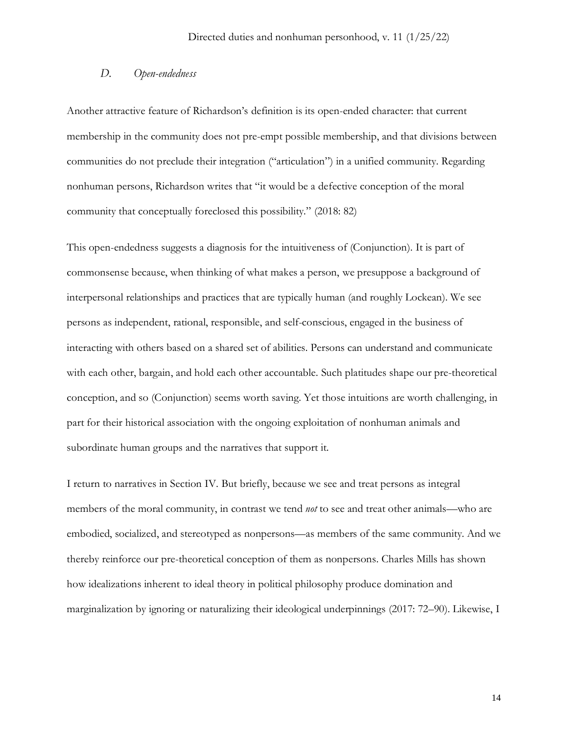### *D. Open-endedness*

Another attractive feature of Richardson's definition is its open-ended character: that current membership in the community does not pre-empt possible membership, and that divisions between communities do not preclude their integration ("articulation") in a unified community. Regarding nonhuman persons, Richardson writes that "it would be a defective conception of the moral community that conceptually foreclosed this possibility." (2018: 82)

This open-endedness suggests a diagnosis for the intuitiveness of (Conjunction). It is part of commonsense because, when thinking of what makes a person, we presuppose a background of interpersonal relationships and practices that are typically human (and roughly Lockean). We see persons as independent, rational, responsible, and self-conscious, engaged in the business of interacting with others based on a shared set of abilities. Persons can understand and communicate with each other, bargain, and hold each other accountable. Such platitudes shape our pre-theoretical conception, and so (Conjunction) seems worth saving. Yet those intuitions are worth challenging, in part for their historical association with the ongoing exploitation of nonhuman animals and subordinate human groups and the narratives that support it.

I return to narratives in Section IV. But briefly, because we see and treat persons as integral members of the moral community, in contrast we tend *not* to see and treat other animals—who are embodied, socialized, and stereotyped as nonpersons—as members of the same community. And we thereby reinforce our pre-theoretical conception of them as nonpersons. Charles Mills has shown how idealizations inherent to ideal theory in political philosophy produce domination and marginalization by ignoring or naturalizing their ideological underpinnings (2017: 72–90). Likewise, I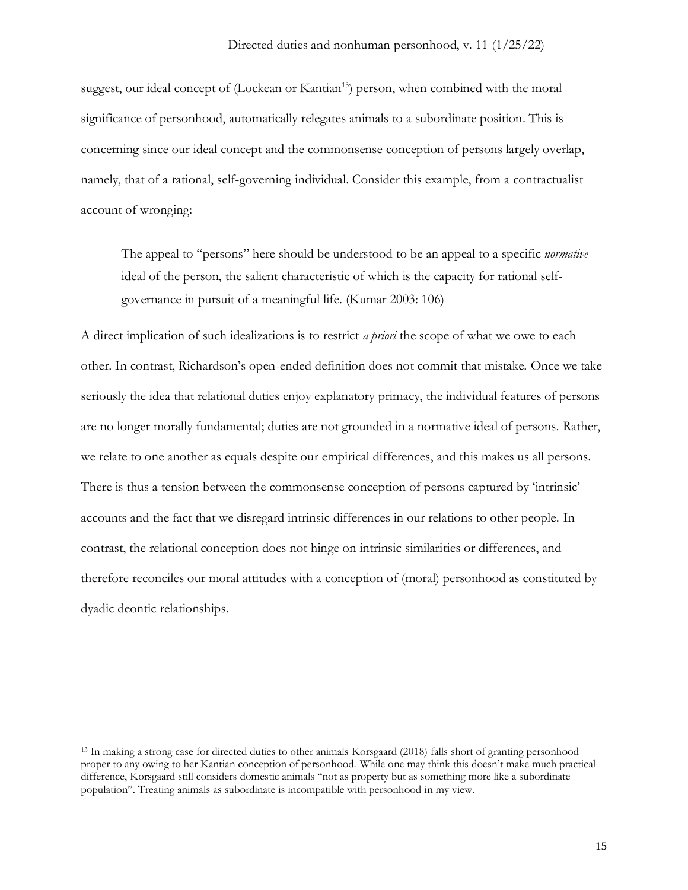suggest, our ideal concept of (Lockean or Kantian[13]) person, when combined with the moral significance of personhood, automatically relegates animals to a subordinate position. This is concerning since our ideal concept and the commonsense conception of persons largely overlap, namely, that of a rational, self-governing individual. Consider this example, from a contractualist account of wronging:

> The appeal to "persons" here should be understood to be an appeal to a specific *normative* ideal of the person, the salient characteristic of which is the capacity for rational self-governance in pursuit of a meaningful life. (Kumar 2003: 106)

A direct implication of such idealizations is to restrict *a priori* the scope of what we owe to each other. In contrast, Richardson's open-ended definition does not commit that mistake. Once we take seriously the idea that relational duties enjoy explanatory primacy, the individual features of persons are no longer morally fundamental; duties are not grounded in a normative ideal of persons. Rather, we relate to one another as equals despite our empirical differences, and this makes us all persons. There is thus a tension between the commonsense conception of persons captured by 'intrinsic' accounts and the fact that we disregard intrinsic differences in our relations to other people. In contrast, the relational conception does not hinge on intrinsic similarities or differences, and therefore reconciles our moral attitudes with a conception of (moral) personhood as constituted by dyadic deontic relationships.

---

[13] In making a strong case for directed duties to other animals Korsgaard (2018) falls short of granting personhood proper to any owing to her Kantian conception of personhood. While one may think this doesn't make much practical difference, Korsgaard still considers domestic animals "not as property but as something more like a subordinate population". Treating animals as subordinate is incompatible with personhood in my view.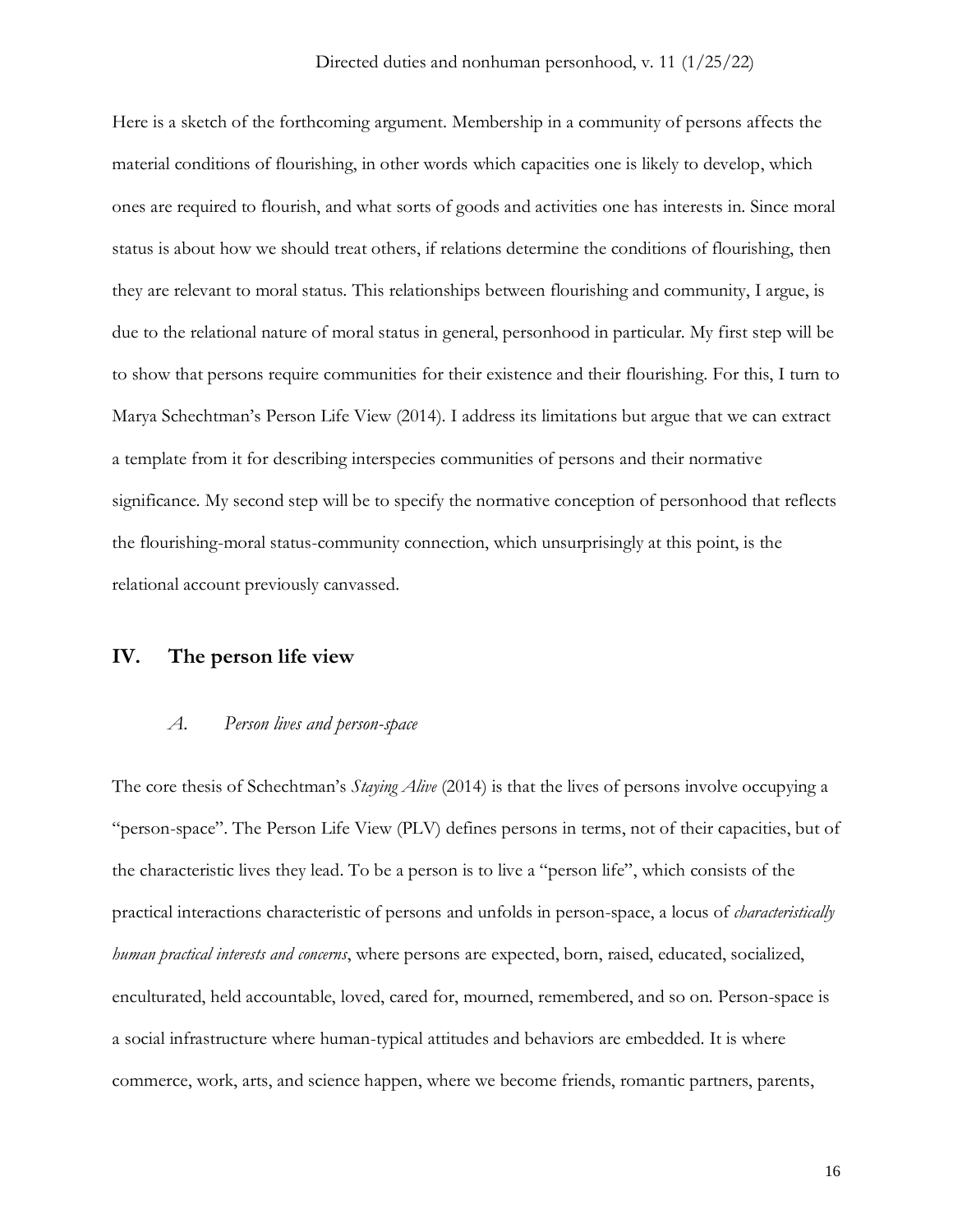Here is a sketch of the forthcoming argument. Membership in a community of persons affects the material conditions of flourishing, in other words which capacities one is likely to develop, which ones are required to flourish, and what sorts of goods and activities one has interests in. Since moral status is about how we should treat others, if relations determine the conditions of flourishing, then they are relevant to moral status. This relationships between flourishing and community, I argue, is due to the relational nature of moral status in general, personhood in particular. My first step will be to show that persons require communities for their existence and their flourishing. For this, I turn to Marya Schechtman's Person Life View (2014). I address its limitations but argue that we can extract a template from it for describing interspecies communities of persons and their normative significance. My second step will be to specify the normative conception of personhood that reflects the flourishing-moral status-community connection, which unsurprisingly at this point, is the relational account previously canvassed.

## IV. The person life view

### *A. Person lives and person-space*

The core thesis of Schechtman's *Staying Alive* (2014) is that the lives of persons involve occupying a "person-space". The Person Life View (PLV) defines persons in terms, not of their capacities, but of the characteristic lives they lead. To be a person is to live a "person life", which consists of the practical interactions characteristic of persons and unfolds in person-space, a locus of *characteristically human practical interests and concerns*, where persons are expected, born, raised, educated, socialized, enculturated, held accountable, loved, cared for, mourned, remembered, and so on. Person-space is a social infrastructure where human-typical attitudes and behaviors are embedded. It is where commerce, work, arts, and science happen, where we become friends, romantic partners, parents,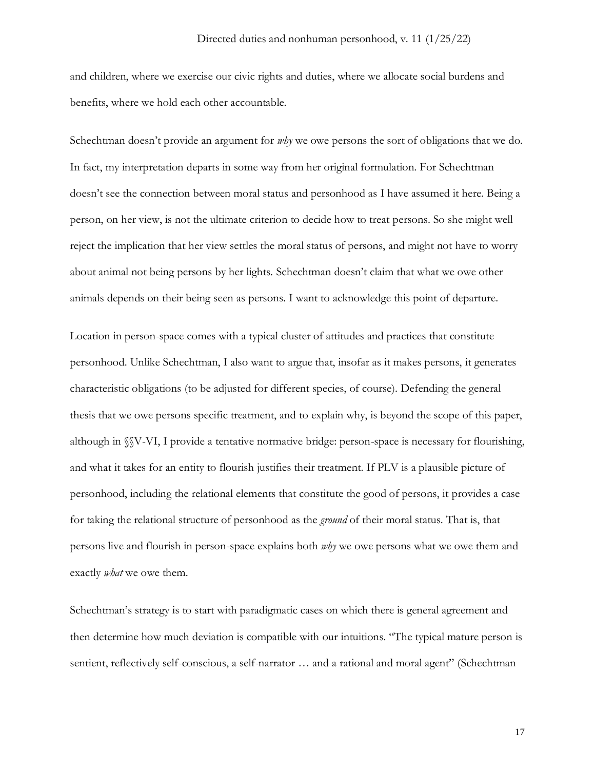and children, where we exercise our civic rights and duties, where we allocate social burdens and benefits, where we hold each other accountable.

Schechtman doesn't provide an argument for *why* we owe persons the sort of obligations that we do. In fact, my interpretation departs in some way from her original formulation. For Schechtman doesn't see the connection between moral status and personhood as I have assumed it here. Being a person, on her view, is not the ultimate criterion to decide how to treat persons. So she might well reject the implication that her view settles the moral status of persons, and might not have to worry about animal not being persons by her lights. Schechtman doesn't claim that what we owe other animals depends on their being seen as persons. I want to acknowledge this point of departure.

Location in person-space comes with a typical cluster of attitudes and practices that constitute personhood. Unlike Schechtman, I also want to argue that, insofar as it makes persons, it generates characteristic obligations (to be adjusted for different species, of course). Defending the general thesis that we owe persons specific treatment, and to explain why, is beyond the scope of this paper, although in §§V-VI, I provide a tentative normative bridge: person-space is necessary for flourishing, and what it takes for an entity to flourish justifies their treatment. If PLV is a plausible picture of personhood, including the relational elements that constitute the good of persons, it provides a case for taking the relational structure of personhood as the *ground* of their moral status. That is, that persons live and flourish in person-space explains both *why* we owe persons what we owe them and exactly *what* we owe them.

Schechtman's strategy is to start with paradigmatic cases on which there is general agreement and then determine how much deviation is compatible with our intuitions. "The typical mature person is sentient, reflectively self-conscious, a self-narrator … and a rational and moral agent" (Schechtman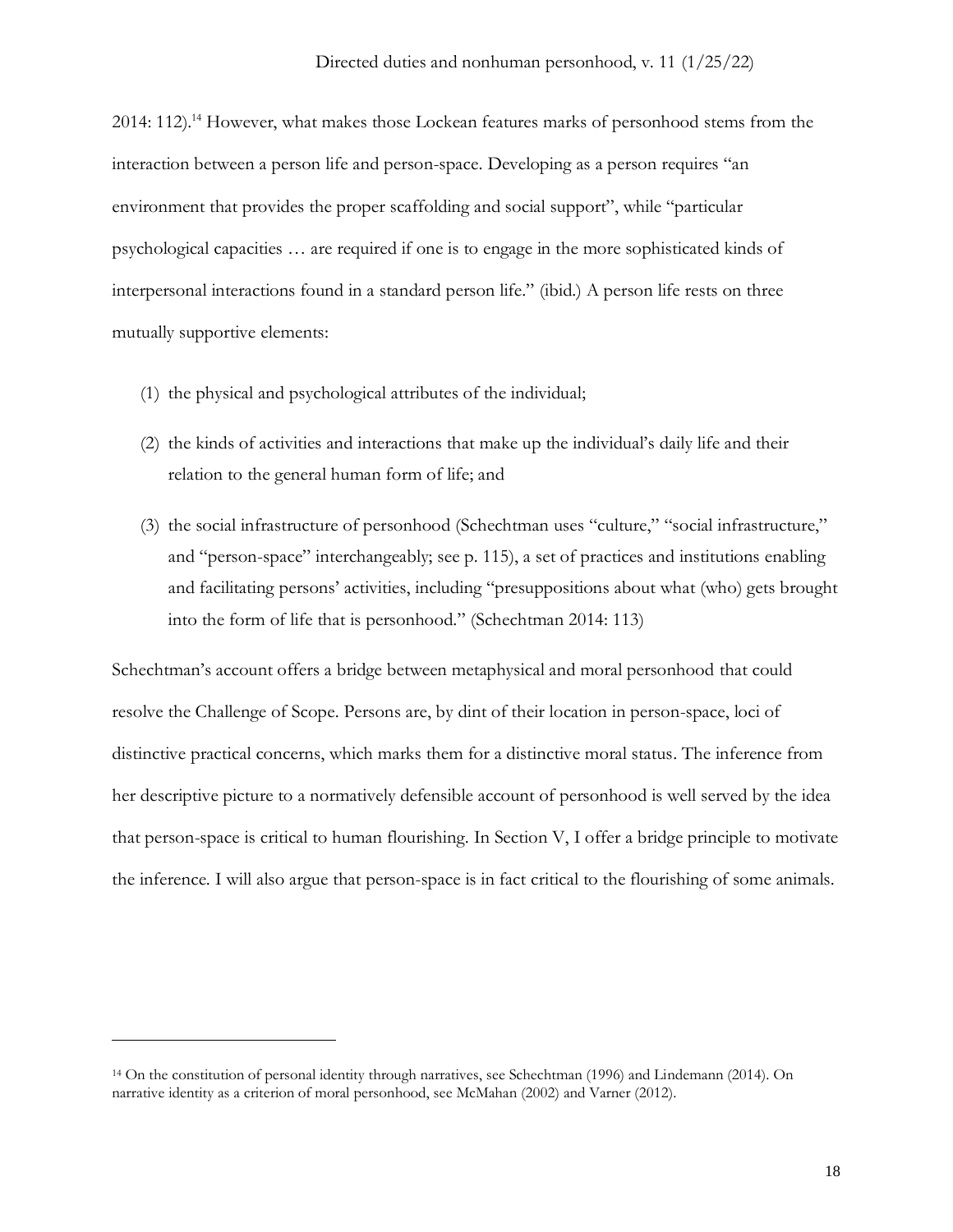2014: 112).[14] However, what makes those Lockean features marks of personhood stems from the interaction between a person life and person-space. Developing as a person requires "an environment that provides the proper scaffolding and social support", while "particular psychological capacities … are required if one is to engage in the more sophisticated kinds of interpersonal interactions found in a standard person life." (ibid.) A person life rests on three mutually supportive elements:

(1) the physical and psychological attributes of the individual;

(2) the kinds of activities and interactions that make up the individual's daily life and their relation to the general human form of life; and

(3) the social infrastructure of personhood (Schechtman uses "culture," "social infrastructure," and "person-space" interchangeably; see p. 115), a set of practices and institutions enabling and facilitating persons' activities, including "presuppositions about what (who) gets brought into the form of life that is personhood." (Schechtman 2014: 113)

Schechtman's account offers a bridge between metaphysical and moral personhood that could resolve the Challenge of Scope. Persons are, by dint of their location in person-space, loci of distinctive practical concerns, which marks them for a distinctive moral status. The inference from her descriptive picture to a normatively defensible account of personhood is well served by the idea that person-space is critical to human flourishing. In Section V, I offer a bridge principle to motivate the inference. I will also argue that person-space is in fact critical to the flourishing of some animals.

[14] On the constitution of personal identity through narratives, see Schechtman (1996) and Lindemann (2014). On narrative identity as a criterion of moral personhood, see McMahan (2002) and Varner (2012).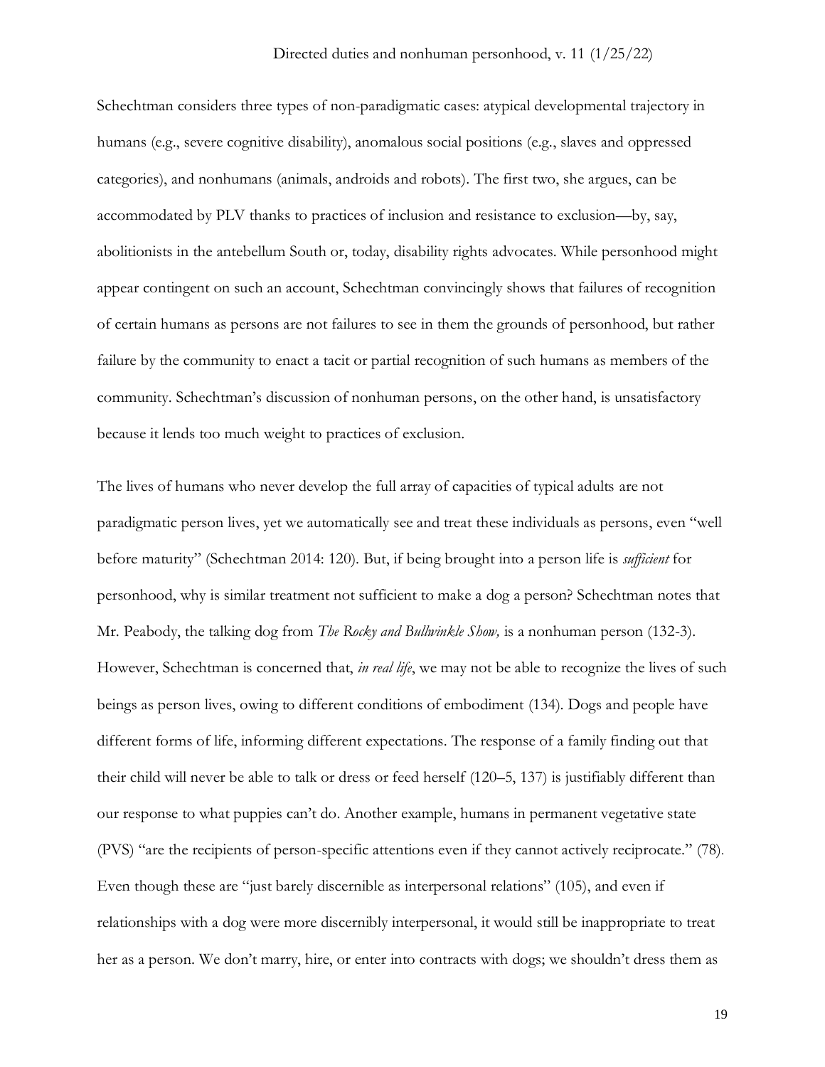Schechtman considers three types of non-paradigmatic cases: atypical developmental trajectory in humans (e.g., severe cognitive disability), anomalous social positions (e.g., slaves and oppressed categories), and nonhumans (animals, androids and robots). The first two, she argues, can be accommodated by PLV thanks to practices of inclusion and resistance to exclusion—by, say, abolitionists in the antebellum South or, today, disability rights advocates. While personhood might appear contingent on such an account, Schechtman convincingly shows that failures of recognition of certain humans as persons are not failures to see in them the grounds of personhood, but rather failure by the community to enact a tacit or partial recognition of such humans as members of the community. Schechtman's discussion of nonhuman persons, on the other hand, is unsatisfactory because it lends too much weight to practices of exclusion.

The lives of humans who never develop the full array of capacities of typical adults are not paradigmatic person lives, yet we automatically see and treat these individuals as persons, even "well before maturity" (Schechtman 2014: 120). But, if being brought into a person life is *sufficient* for personhood, why is similar treatment not sufficient to make a dog a person? Schechtman notes that Mr. Peabody, the talking dog from *The Rocky and Bullwinkle Show,* is a nonhuman person (132-3). However, Schechtman is concerned that, *in real life*, we may not be able to recognize the lives of such beings as person lives, owing to different conditions of embodiment (134). Dogs and people have different forms of life, informing different expectations. The response of a family finding out that their child will never be able to talk or dress or feed herself (120–5, 137) is justifiably different than our response to what puppies can't do. Another example, humans in permanent vegetative state (PVS) "are the recipients of person-specific attentions even if they cannot actively reciprocate." (78). Even though these are "just barely discernible as interpersonal relations" (105), and even if relationships with a dog were more discernibly interpersonal, it would still be inappropriate to treat her as a person. We don't marry, hire, or enter into contracts with dogs; we shouldn't dress them as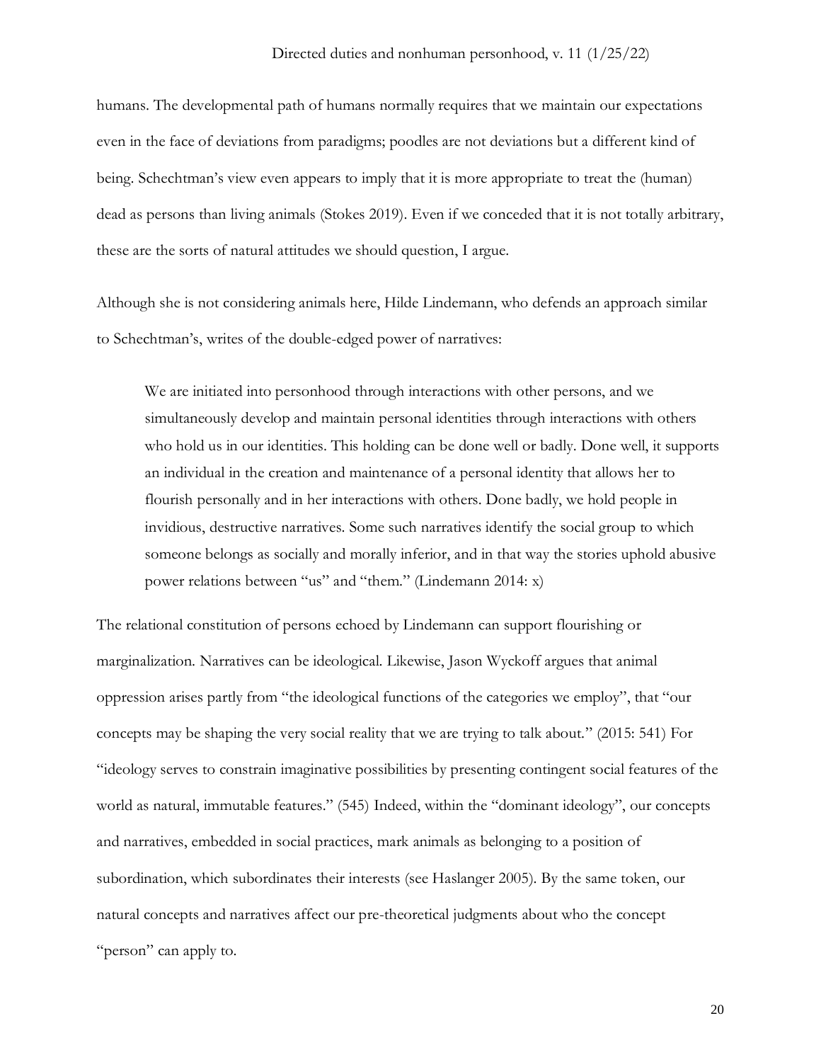humans. The developmental path of humans normally requires that we maintain our expectations even in the face of deviations from paradigms; poodles are not deviations but a different kind of being. Schechtman's view even appears to imply that it is more appropriate to treat the (human) dead as persons than living animals (Stokes 2019). Even if we conceded that it is not totally arbitrary, these are the sorts of natural attitudes we should question, I argue.

Although she is not considering animals here, Hilde Lindemann, who defends an approach similar to Schechtman's, writes of the double-edged power of narratives:

> We are initiated into personhood through interactions with other persons, and we simultaneously develop and maintain personal identities through interactions with others who hold us in our identities. This holding can be done well or badly. Done well, it supports an individual in the creation and maintenance of a personal identity that allows her to flourish personally and in her interactions with others. Done badly, we hold people in invidious, destructive narratives. Some such narratives identify the social group to which someone belongs as socially and morally inferior, and in that way the stories uphold abusive power relations between "us" and "them." (Lindemann 2014: x)

The relational constitution of persons echoed by Lindemann can support flourishing or marginalization. Narratives can be ideological. Likewise, Jason Wyckoff argues that animal oppression arises partly from "the ideological functions of the categories we employ", that "our concepts may be shaping the very social reality that we are trying to talk about." (2015: 541) For "ideology serves to constrain imaginative possibilities by presenting contingent social features of the world as natural, immutable features." (545) Indeed, within the "dominant ideology", our concepts and narratives, embedded in social practices, mark animals as belonging to a position of subordination, which subordinates their interests (see Haslanger 2005). By the same token, our natural concepts and narratives affect our pre-theoretical judgments about who the concept "person" can apply to.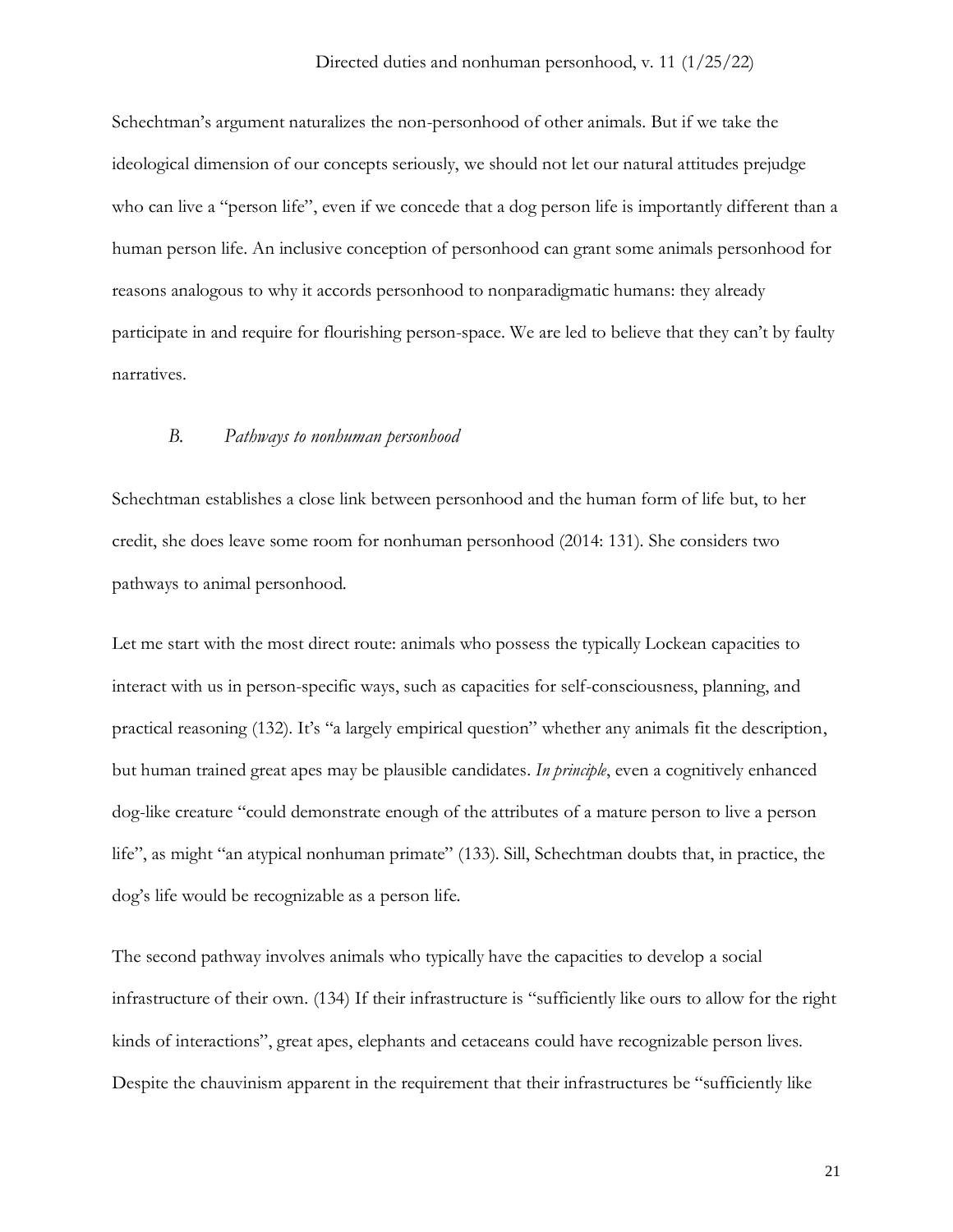Schechtman's argument naturalizes the non-personhood of other animals. But if we take the ideological dimension of our concepts seriously, we should not let our natural attitudes prejudge who can live a "person life", even if we concede that a dog person life is importantly different than a human person life. An inclusive conception of personhood can grant some animals personhood for reasons analogous to why it accords personhood to nonparadigmatic humans: they already participate in and require for flourishing person-space. We are led to believe that they can't by faulty narratives.

### *B. Pathways to nonhuman personhood*

Schechtman establishes a close link between personhood and the human form of life but, to her credit, she does leave some room for nonhuman personhood (2014: 131). She considers two pathways to animal personhood.

Let me start with the most direct route: animals who possess the typically Lockean capacities to interact with us in person-specific ways, such as capacities for self-consciousness, planning, and practical reasoning (132). It's "a largely empirical question" whether any animals fit the description, but human trained great apes may be plausible candidates. *In principle*, even a cognitively enhanced dog-like creature "could demonstrate enough of the attributes of a mature person to live a person life", as might "an atypical nonhuman primate" (133). Sill, Schechtman doubts that, in practice, the dog's life would be recognizable as a person life.

The second pathway involves animals who typically have the capacities to develop a social infrastructure of their own. (134) If their infrastructure is "sufficiently like ours to allow for the right kinds of interactions", great apes, elephants and cetaceans could have recognizable person lives. Despite the chauvinism apparent in the requirement that their infrastructures be "sufficiently like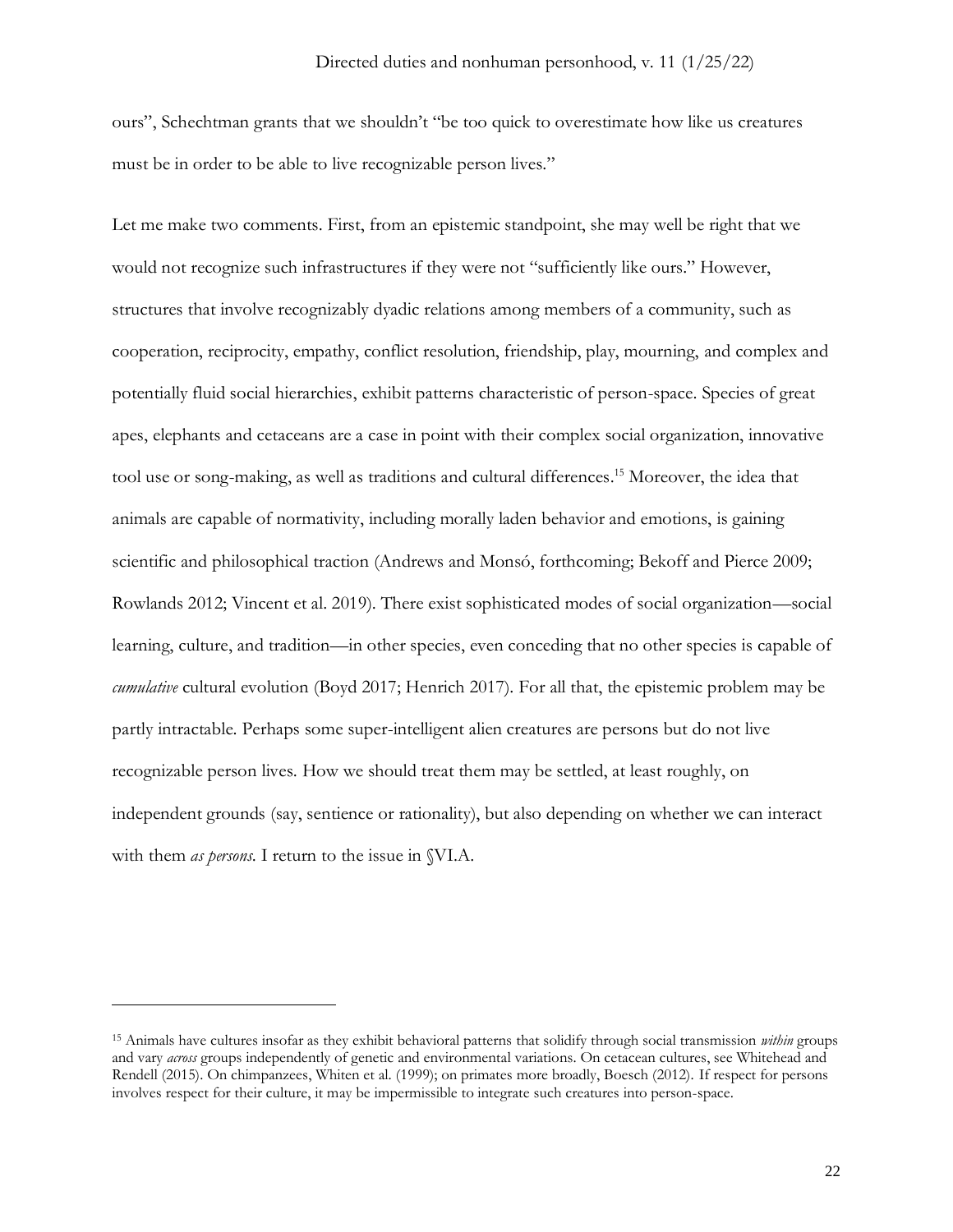ours", Schechtman grants that we shouldn't "be too quick to overestimate how like us creatures must be in order to be able to live recognizable person lives."

Let me make two comments. First, from an epistemic standpoint, she may well be right that we would not recognize such infrastructures if they were not "sufficiently like ours." However, structures that involve recognizably dyadic relations among members of a community, such as cooperation, reciprocity, empathy, conflict resolution, friendship, play, mourning, and complex and potentially fluid social hierarchies, exhibit patterns characteristic of person-space. Species of great apes, elephants and cetaceans are a case in point with their complex social organization, innovative tool use or song-making, as well as traditions and cultural differences.[15] Moreover, the idea that animals are capable of normativity, including morally laden behavior and emotions, is gaining scientific and philosophical traction (Andrews and Monsó, forthcoming; Bekoff and Pierce 2009; Rowlands 2012; Vincent et al. 2019). There exist sophisticated modes of social organization—social learning, culture, and tradition—in other species, even conceding that no other species is capable of *cumulative* cultural evolution (Boyd 2017; Henrich 2017). For all that, the epistemic problem may be partly intractable. Perhaps some super-intelligent alien creatures are persons but do not live recognizable person lives. How we should treat them may be settled, at least roughly, on independent grounds (say, sentience or rationality), but also depending on whether we can interact with them *as persons*. I return to the issue in §VI.A.

---

[15] Animals have cultures insofar as they exhibit behavioral patterns that solidify through social transmission *within* groups and vary *across* groups independently of genetic and environmental variations. On cetacean cultures, see Whitehead and Rendell (2015). On chimpanzees, Whiten et al. (1999); on primates more broadly, Boesch (2012). If respect for persons involves respect for their culture, it may be impermissible to integrate such creatures into person-space.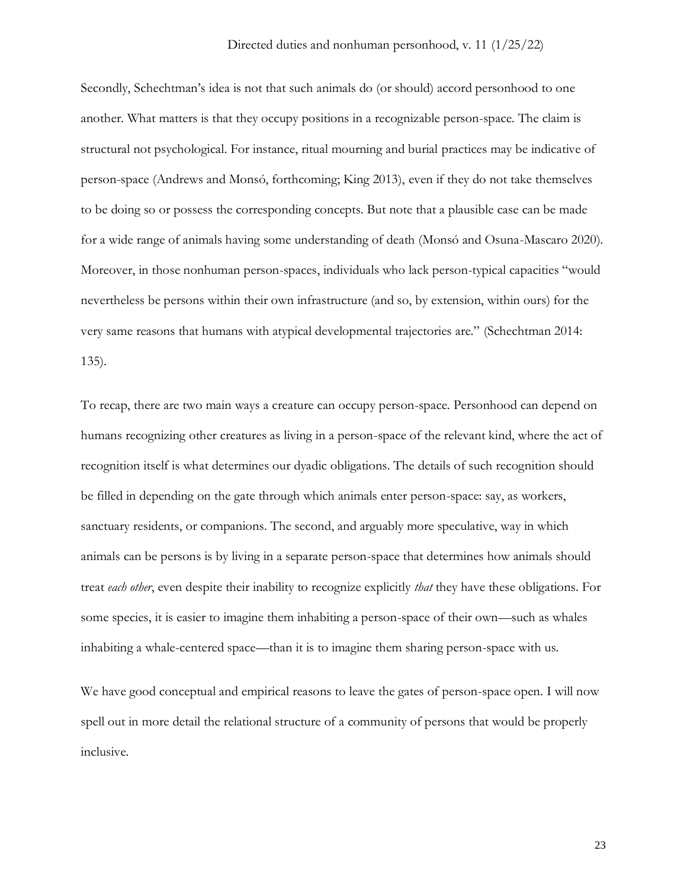Secondly, Schechtman's idea is not that such animals do (or should) accord personhood to one another. What matters is that they occupy positions in a recognizable person-space. The claim is structural not psychological. For instance, ritual mourning and burial practices may be indicative of person-space (Andrews and Monsó, forthcoming; King 2013), even if they do not take themselves to be doing so or possess the corresponding concepts. But note that a plausible case can be made for a wide range of animals having some understanding of death (Monsó and Osuna-Mascaro 2020). Moreover, in those nonhuman person-spaces, individuals who lack person-typical capacities "would nevertheless be persons within their own infrastructure (and so, by extension, within ours) for the very same reasons that humans with atypical developmental trajectories are." (Schechtman 2014: 135).

To recap, there are two main ways a creature can occupy person-space. Personhood can depend on humans recognizing other creatures as living in a person-space of the relevant kind, where the act of recognition itself is what determines our dyadic obligations. The details of such recognition should be filled in depending on the gate through which animals enter person-space: say, as workers, sanctuary residents, or companions. The second, and arguably more speculative, way in which animals can be persons is by living in a separate person-space that determines how animals should treat *each other*, even despite their inability to recognize explicitly *that* they have these obligations. For some species, it is easier to imagine them inhabiting a person-space of their own—such as whales inhabiting a whale-centered space—than it is to imagine them sharing person-space with us.

We have good conceptual and empirical reasons to leave the gates of person-space open. I will now spell out in more detail the relational structure of a community of persons that would be properly inclusive.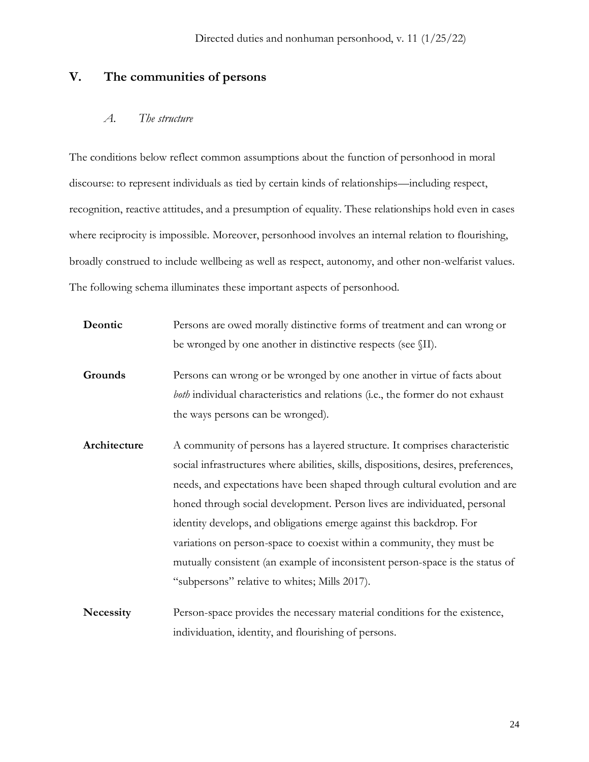## V. The communities of persons

### *A. The structure*

The conditions below reflect common assumptions about the function of personhood in moral discourse: to represent individuals as tied by certain kinds of relationships—including respect, recognition, reactive attitudes, and a presumption of equality. These relationships hold even in cases where reciprocity is impossible. Moreover, personhood involves an internal relation to flourishing, broadly construed to include wellbeing as well as respect, autonomy, and other non-welfarist values. The following schema illuminates these important aspects of personhood.

**Deontic** Persons are owed morally distinctive forms of treatment and can wrong or be wronged by one another in distinctive respects (see §II).

**Grounds** Persons can wrong or be wronged by one another in virtue of facts about *both* individual characteristics and relations (i.e., the former do not exhaust the ways persons can be wronged).

**Architecture** A community of persons has a layered structure. It comprises characteristic social infrastructures where abilities, skills, dispositions, desires, preferences, needs, and expectations have been shaped through cultural evolution and are honed through social development. Person lives are individuated, personal identity develops, and obligations emerge against this backdrop. For variations on person-space to coexist within a community, they must be mutually consistent (an example of inconsistent person-space is the status of "subpersons" relative to whites; Mills 2017).

**Necessity** Person-space provides the necessary material conditions for the existence, individuation, identity, and flourishing of persons.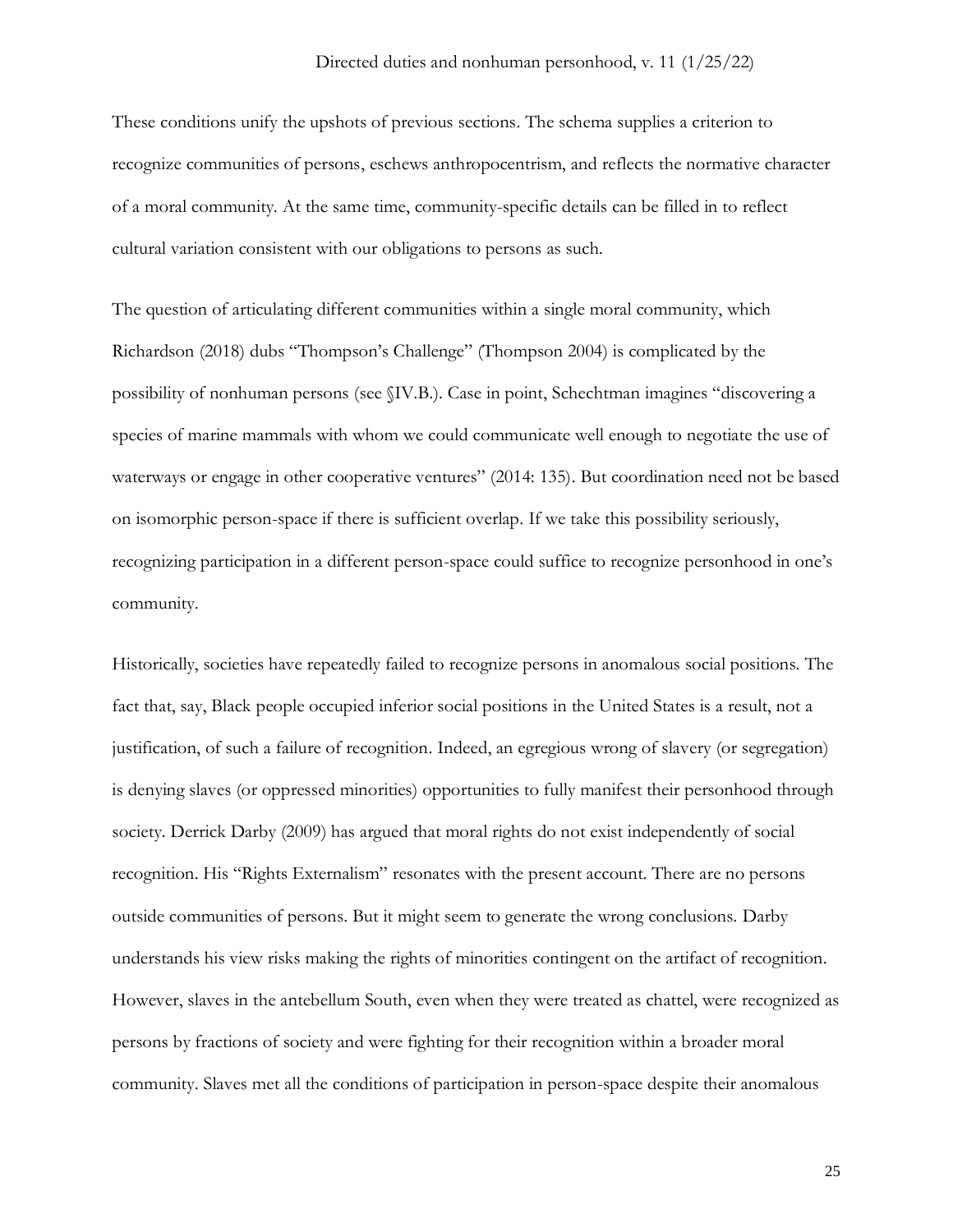These conditions unify the upshots of previous sections. The schema supplies a criterion to recognize communities of persons, eschews anthropocentrism, and reflects the normative character of a moral community. At the same time, community-specific details can be filled in to reflect cultural variation consistent with our obligations to persons as such.

The question of articulating different communities within a single moral community, which Richardson (2018) dubs "Thompson's Challenge" (Thompson 2004) is complicated by the possibility of nonhuman persons (see §IV.B.). Case in point, Schechtman imagines "discovering a species of marine mammals with whom we could communicate well enough to negotiate the use of waterways or engage in other cooperative ventures" (2014: 135). But coordination need not be based on isomorphic person-space if there is sufficient overlap. If we take this possibility seriously, recognizing participation in a different person-space could suffice to recognize personhood in one's community.

Historically, societies have repeatedly failed to recognize persons in anomalous social positions. The fact that, say, Black people occupied inferior social positions in the United States is a result, not a justification, of such a failure of recognition. Indeed, an egregious wrong of slavery (or segregation) is denying slaves (or oppressed minorities) opportunities to fully manifest their personhood through society. Derrick Darby (2009) has argued that moral rights do not exist independently of social recognition. His "Rights Externalism" resonates with the present account. There are no persons outside communities of persons. But it might seem to generate the wrong conclusions. Darby understands his view risks making the rights of minorities contingent on the artifact of recognition. However, slaves in the antebellum South, even when they were treated as chattel, were recognized as persons by fractions of society and were fighting for their recognition within a broader moral community. Slaves met all the conditions of participation in person-space despite their anomalous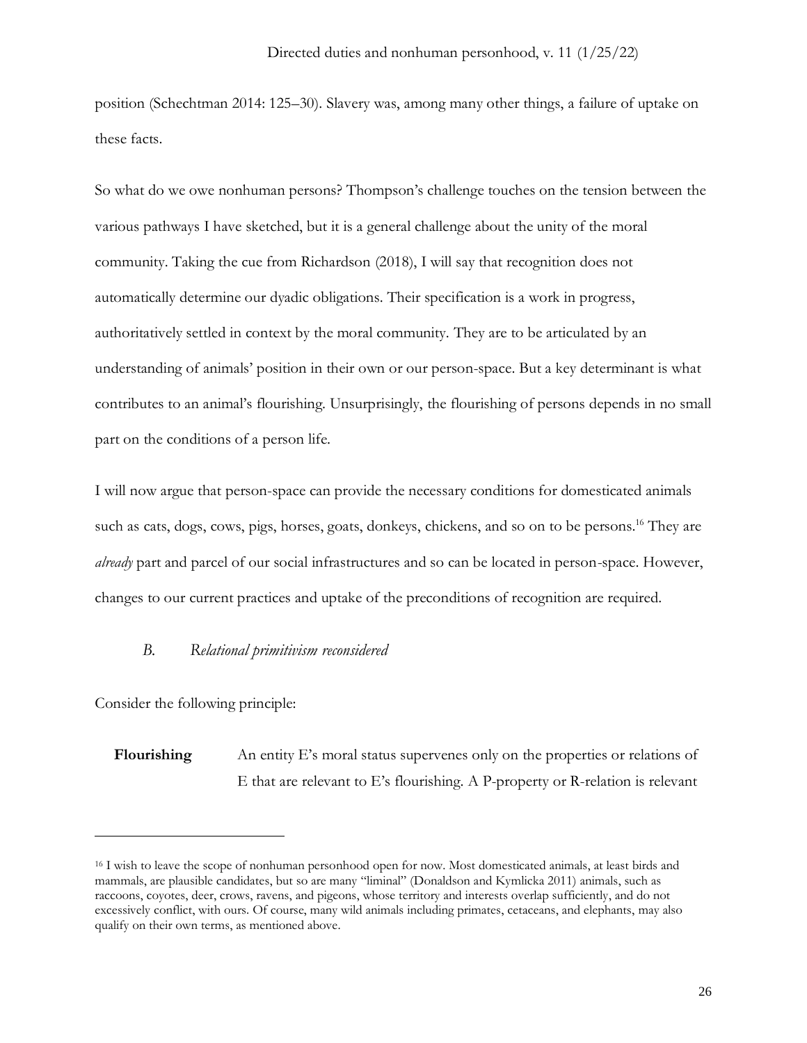position (Schechtman 2014: 125–30). Slavery was, among many other things, a failure of uptake on these facts.

So what do we owe nonhuman persons? Thompson's challenge touches on the tension between the various pathways I have sketched, but it is a general challenge about the unity of the moral community. Taking the cue from Richardson (2018), I will say that recognition does not automatically determine our dyadic obligations. Their specification is a work in progress, authoritatively settled in context by the moral community. They are to be articulated by an understanding of animals' position in their own or our person-space. But a key determinant is what contributes to an animal's flourishing. Unsurprisingly, the flourishing of persons depends in no small part on the conditions of a person life.

I will now argue that person-space can provide the necessary conditions for domesticated animals such as cats, dogs, cows, pigs, horses, goats, donkeys, chickens, and so on to be persons.[16] They are *already* part and parcel of our social infrastructures and so can be located in person-space. However, changes to our current practices and uptake of the preconditions of recognition are required.

### *B. Relational primitivism reconsidered*

Consider the following principle:

**Flourishing** An entity E's moral status supervenes only on the properties or relations of E that are relevant to E's flourishing. A P-property or R-relation is relevant

---

[16] I wish to leave the scope of nonhuman personhood open for now. Most domesticated animals, at least birds and mammals, are plausible candidates, but so are many "liminal" (Donaldson and Kymlicka 2011) animals, such as raccoons, coyotes, deer, crows, ravens, and pigeons, whose territory and interests overlap sufficiently, and do not excessively conflict, with ours. Of course, many wild animals including primates, cetaceans, and elephants, may also qualify on their own terms, as mentioned above.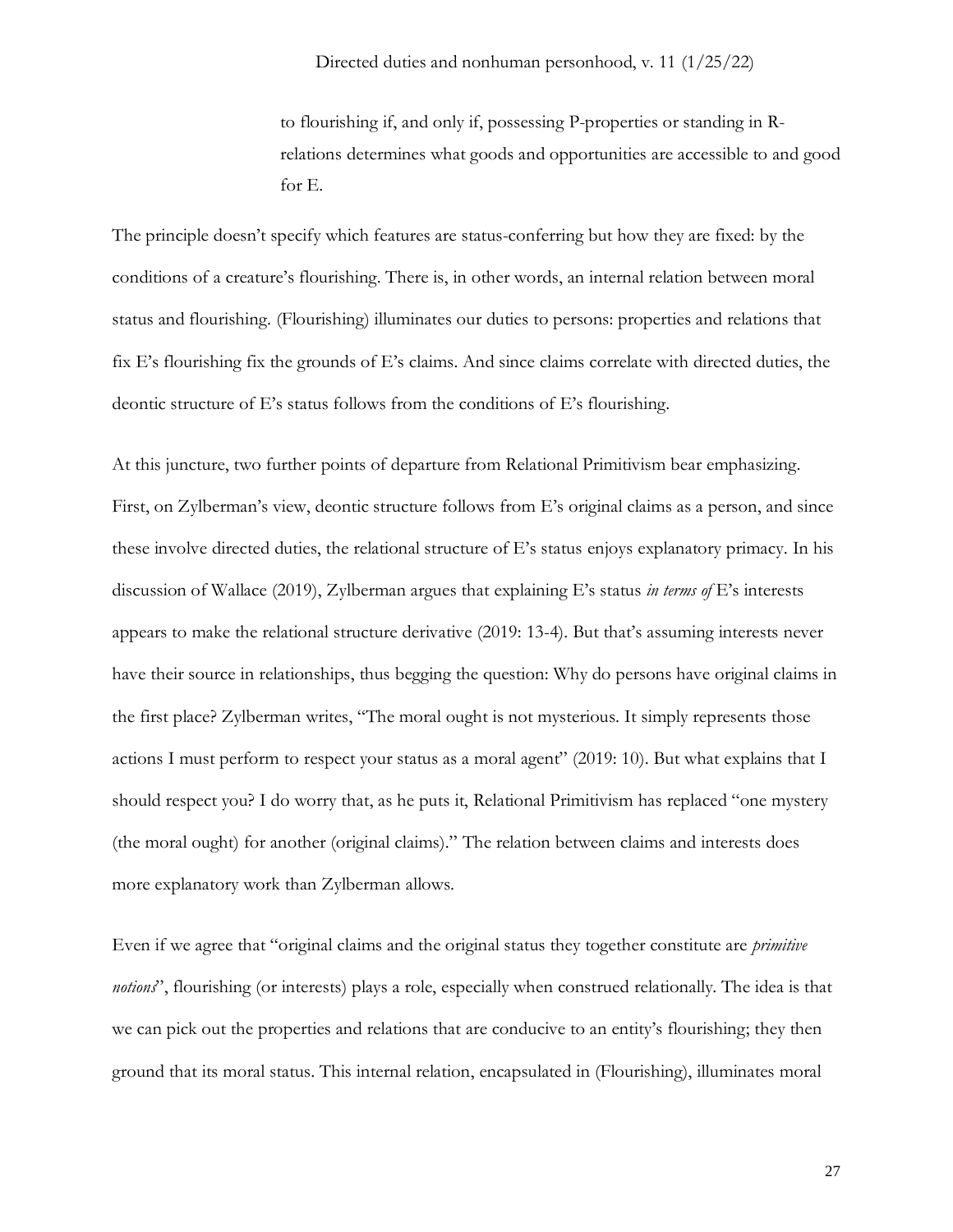> to flourishing if, and only if, possessing P-properties or standing in R-relations determines what goods and opportunities are accessible to and good for E.

The principle doesn't specify which features are status-conferring but how they are fixed: by the conditions of a creature's flourishing. There is, in other words, an internal relation between moral status and flourishing. (Flourishing) illuminates our duties to persons: properties and relations that fix E's flourishing fix the grounds of E's claims. And since claims correlate with directed duties, the deontic structure of E's status follows from the conditions of E's flourishing.

At this juncture, two further points of departure from Relational Primitivism bear emphasizing. First, on Zylberman's view, deontic structure follows from E's original claims as a person, and since these involve directed duties, the relational structure of E's status enjoys explanatory primacy. In his discussion of Wallace (2019), Zylberman argues that explaining E's status *in terms of* E's interests appears to make the relational structure derivative (2019: 13-4). But that's assuming interests never have their source in relationships, thus begging the question: Why do persons have original claims in the first place? Zylberman writes, "The moral ought is not mysterious. It simply represents those actions I must perform to respect your status as a moral agent" (2019: 10). But what explains that I should respect you? I do worry that, as he puts it, Relational Primitivism has replaced "one mystery (the moral ought) for another (original claims)." The relation between claims and interests does more explanatory work than Zylberman allows.

Even if we agree that "original claims and the original status they together constitute are *primitive notions*", flourishing (or interests) plays a role, especially when construed relationally. The idea is that we can pick out the properties and relations that are conducive to an entity's flourishing; they then ground that its moral status. This internal relation, encapsulated in (Flourishing), illuminates moral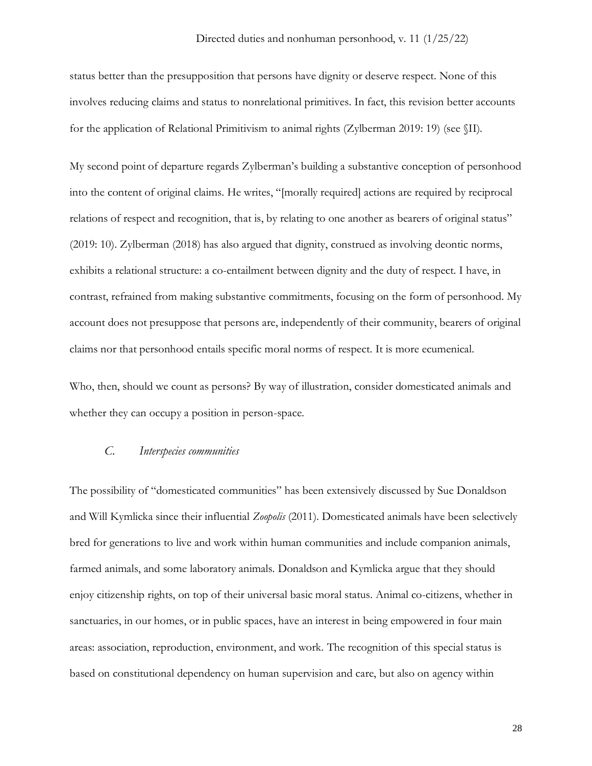status better than the presupposition that persons have dignity or deserve respect. None of this involves reducing claims and status to nonrelational primitives. In fact, this revision better accounts for the application of Relational Primitivism to animal rights (Zylberman 2019: 19) (see §II).

My second point of departure regards Zylberman's building a substantive conception of personhood into the content of original claims. He writes, "[morally required] actions are required by reciprocal relations of respect and recognition, that is, by relating to one another as bearers of original status" (2019: 10). Zylberman (2018) has also argued that dignity, construed as involving deontic norms, exhibits a relational structure: a co-entailment between dignity and the duty of respect. I have, in contrast, refrained from making substantive commitments, focusing on the form of personhood. My account does not presuppose that persons are, independently of their community, bearers of original claims nor that personhood entails specific moral norms of respect. It is more ecumenical.

Who, then, should we count as persons? By way of illustration, consider domesticated animals and whether they can occupy a position in person-space.

### *C. Interspecies communities*

The possibility of "domesticated communities" has been extensively discussed by Sue Donaldson and Will Kymlicka since their influential *Zoopolis* (2011). Domesticated animals have been selectively bred for generations to live and work within human communities and include companion animals, farmed animals, and some laboratory animals. Donaldson and Kymlicka argue that they should enjoy citizenship rights, on top of their universal basic moral status. Animal co-citizens, whether in sanctuaries, in our homes, or in public spaces, have an interest in being empowered in four main areas: association, reproduction, environment, and work. The recognition of this special status is based on constitutional dependency on human supervision and care, but also on agency within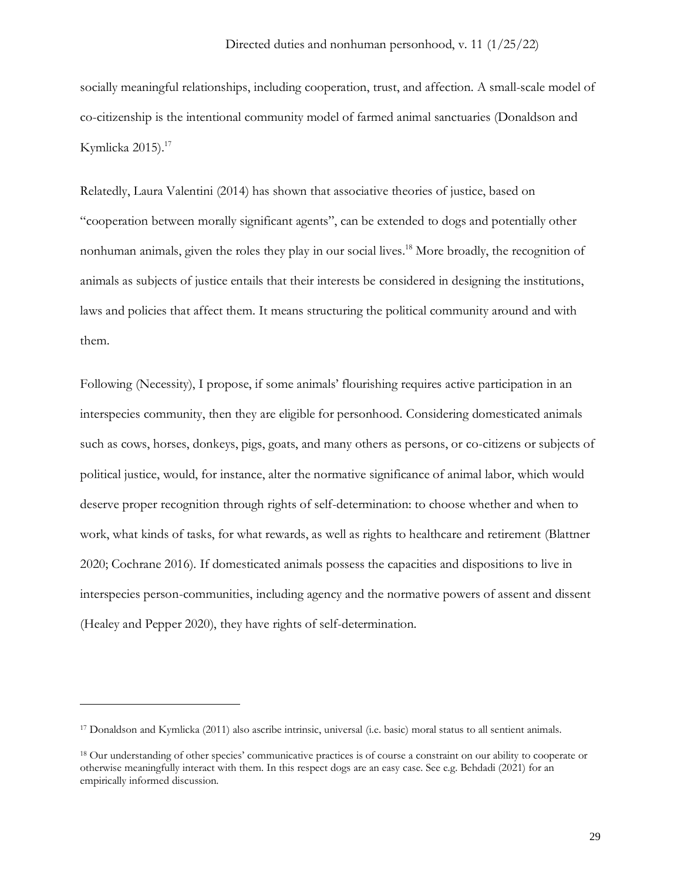socially meaningful relationships, including cooperation, trust, and affection. A small-scale model of co-citizenship is the intentional community model of farmed animal sanctuaries (Donaldson and Kymlicka 2015).[17]

Relatedly, Laura Valentini (2014) has shown that associative theories of justice, based on "cooperation between morally significant agents", can be extended to dogs and potentially other nonhuman animals, given the roles they play in our social lives.[18] More broadly, the recognition of animals as subjects of justice entails that their interests be considered in designing the institutions, laws and policies that affect them. It means structuring the political community around and with them.

Following (Necessity), I propose, if some animals' flourishing requires active participation in an interspecies community, then they are eligible for personhood. Considering domesticated animals such as cows, horses, donkeys, pigs, goats, and many others as persons, or co-citizens or subjects of political justice, would, for instance, alter the normative significance of animal labor, which would deserve proper recognition through rights of self-determination: to choose whether and when to work, what kinds of tasks, for what rewards, as well as rights to healthcare and retirement (Blattner 2020; Cochrane 2016). If domesticated animals possess the capacities and dispositions to live in interspecies person-communities, including agency and the normative powers of assent and dissent (Healey and Pepper 2020), they have rights of self-determination.

---

[17] Donaldson and Kymlicka (2011) also ascribe intrinsic, universal (i.e. basic) moral status to all sentient animals.

[18] Our understanding of other species' communicative practices is of course a constraint on our ability to cooperate or otherwise meaningfully interact with them. In this respect dogs are an easy case. See e.g. Behdadi (2021) for an empirically informed discussion.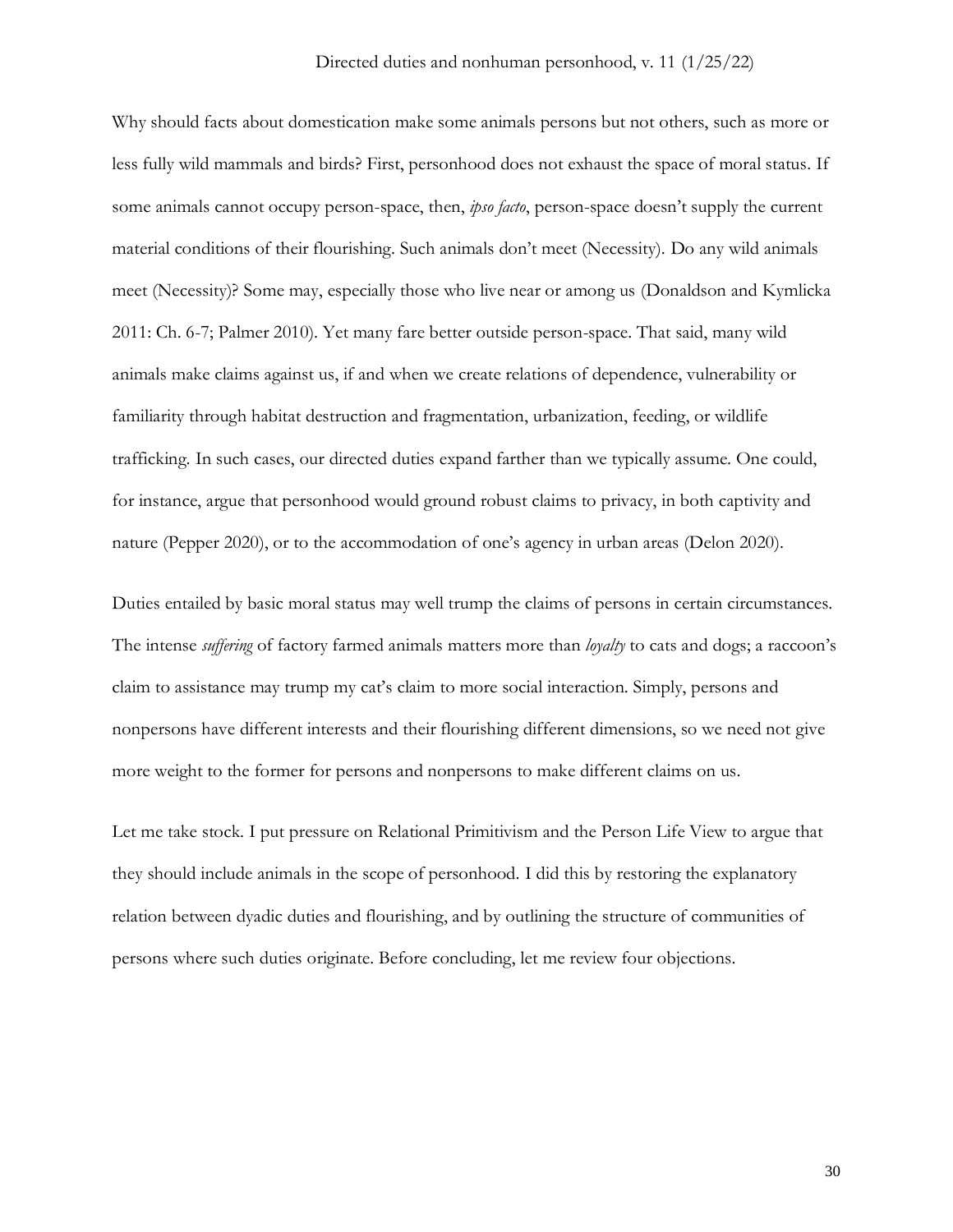Why should facts about domestication make some animals persons but not others, such as more or less fully wild mammals and birds? First, personhood does not exhaust the space of moral status. If some animals cannot occupy person-space, then, *ipso facto*, person-space doesn't supply the current material conditions of their flourishing. Such animals don't meet (Necessity). Do any wild animals meet (Necessity)? Some may, especially those who live near or among us (Donaldson and Kymlicka 2011: Ch. 6-7; Palmer 2010). Yet many fare better outside person-space. That said, many wild animals make claims against us, if and when we create relations of dependence, vulnerability or familiarity through habitat destruction and fragmentation, urbanization, feeding, or wildlife trafficking. In such cases, our directed duties expand farther than we typically assume. One could, for instance, argue that personhood would ground robust claims to privacy, in both captivity and nature (Pepper 2020), or to the accommodation of one's agency in urban areas (Delon 2020).

Duties entailed by basic moral status may well trump the claims of persons in certain circumstances. The intense *suffering* of factory farmed animals matters more than *loyalty* to cats and dogs; a raccoon's claim to assistance may trump my cat's claim to more social interaction. Simply, persons and nonpersons have different interests and their flourishing different dimensions, so we need not give more weight to the former for persons and nonpersons to make different claims on us.

Let me take stock. I put pressure on Relational Primitivism and the Person Life View to argue that they should include animals in the scope of personhood. I did this by restoring the explanatory relation between dyadic duties and flourishing, and by outlining the structure of communities of persons where such duties originate. Before concluding, let me review four objections.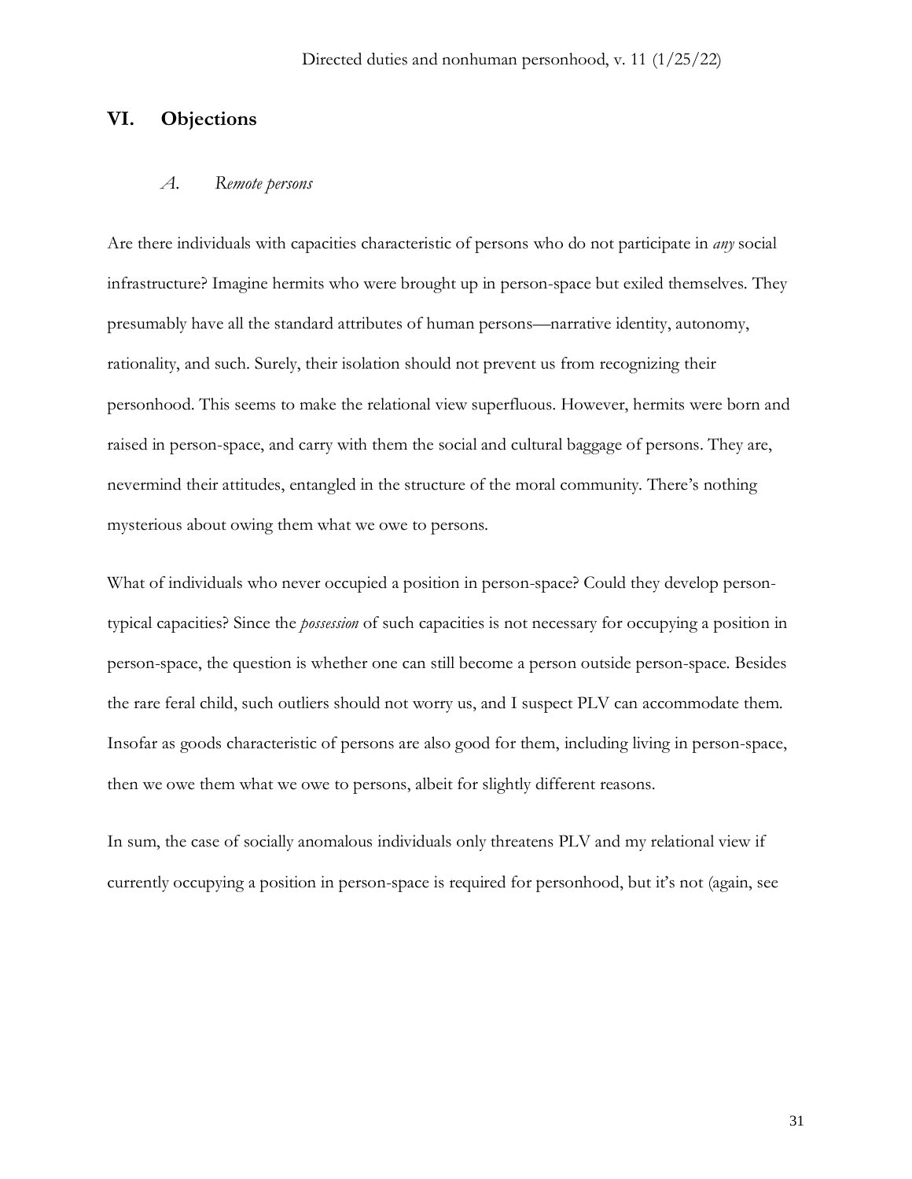## VI. Objections

### *A. Remote persons*

Are there individuals with capacities characteristic of persons who do not participate in *any* social infrastructure? Imagine hermits who were brought up in person-space but exiled themselves. They presumably have all the standard attributes of human persons—narrative identity, autonomy, rationality, and such. Surely, their isolation should not prevent us from recognizing their personhood. This seems to make the relational view superfluous. However, hermits were born and raised in person-space, and carry with them the social and cultural baggage of persons. They are, nevermind their attitudes, entangled in the structure of the moral community. There's nothing mysterious about owing them what we owe to persons.

What of individuals who never occupied a position in person-space? Could they develop person-typical capacities? Since the *possession* of such capacities is not necessary for occupying a position in person-space, the question is whether one can still become a person outside person-space. Besides the rare feral child, such outliers should not worry us, and I suspect PLV can accommodate them. Insofar as goods characteristic of persons are also good for them, including living in person-space, then we owe them what we owe to persons, albeit for slightly different reasons.

In sum, the case of socially anomalous individuals only threatens PLV and my relational view if currently occupying a position in person-space is required for personhood, but it's not (again, see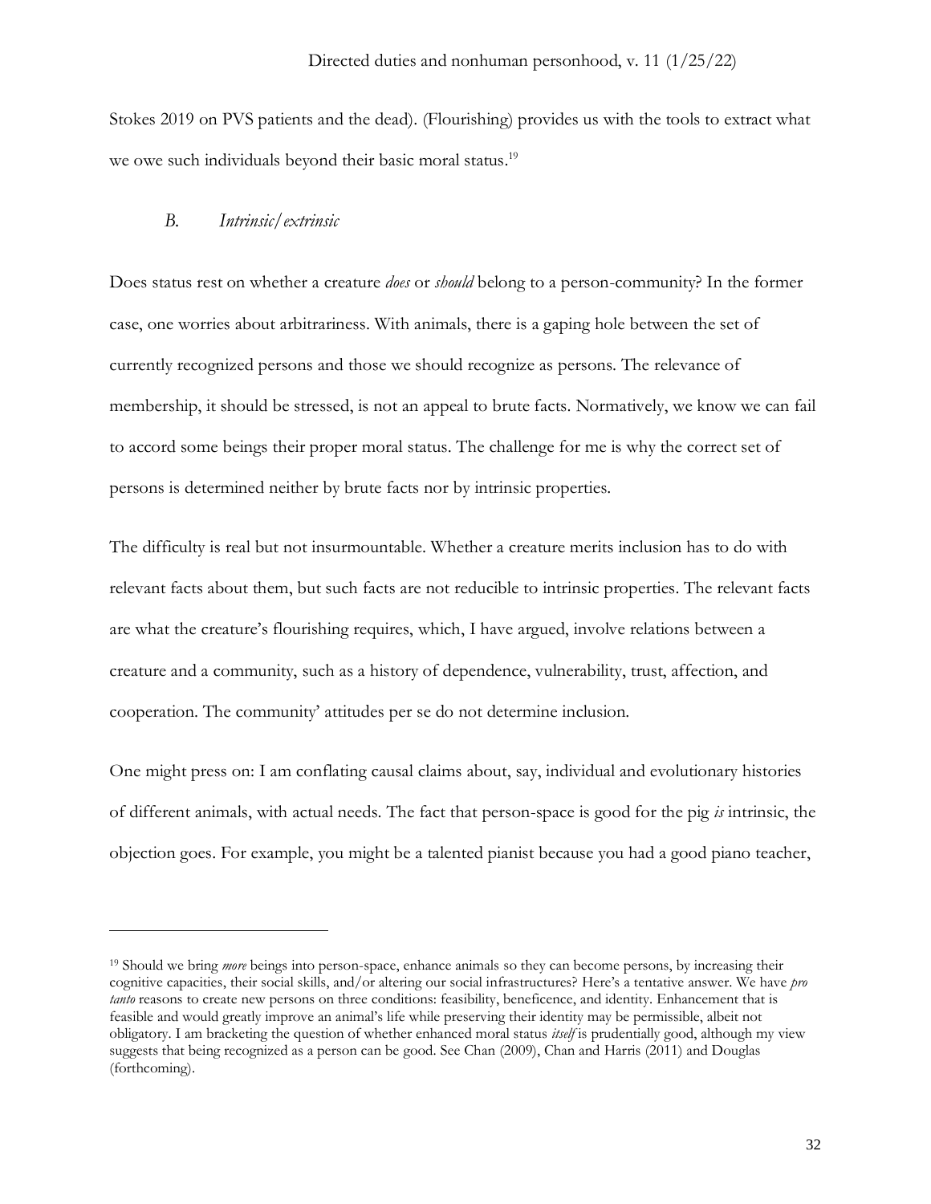Stokes 2019 on PVS patients and the dead). (Flourishing) provides us with the tools to extract what we owe such individuals beyond their basic moral status.[19]

### B. *Intrinsic/extrinsic*

Does status rest on whether a creature *does* or *should* belong to a person-community? In the former case, one worries about arbitrariness. With animals, there is a gaping hole between the set of currently recognized persons and those we should recognize as persons. The relevance of membership, it should be stressed, is not an appeal to brute facts. Normatively, we know we can fail to accord some beings their proper moral status. The challenge for me is why the correct set of persons is determined neither by brute facts nor by intrinsic properties.

The difficulty is real but not insurmountable. Whether a creature merits inclusion has to do with relevant facts about them, but such facts are not reducible to intrinsic properties. The relevant facts are what the creature's flourishing requires, which, I have argued, involve relations between a creature and a community, such as a history of dependence, vulnerability, trust, affection, and cooperation. The community' attitudes per se do not determine inclusion.

One might press on: I am conflating causal claims about, say, individual and evolutionary histories of different animals, with actual needs. The fact that person-space is good for the pig *is* intrinsic, the objection goes. For example, you might be a talented pianist because you had a good piano teacher,

---

[19] Should we bring *more* beings into person-space, enhance animals so they can become persons, by increasing their cognitive capacities, their social skills, and/or altering our social infrastructures? Here's a tentative answer. We have *pro tanto* reasons to create new persons on three conditions: feasibility, beneficence, and identity. Enhancement that is feasible and would greatly improve an animal's life while preserving their identity may be permissible, albeit not obligatory. I am bracketing the question of whether enhanced moral status *itself* is prudentially good, although my view suggests that being recognized as a person can be good. See Chan (2009), Chan and Harris (2011) and Douglas (forthcoming).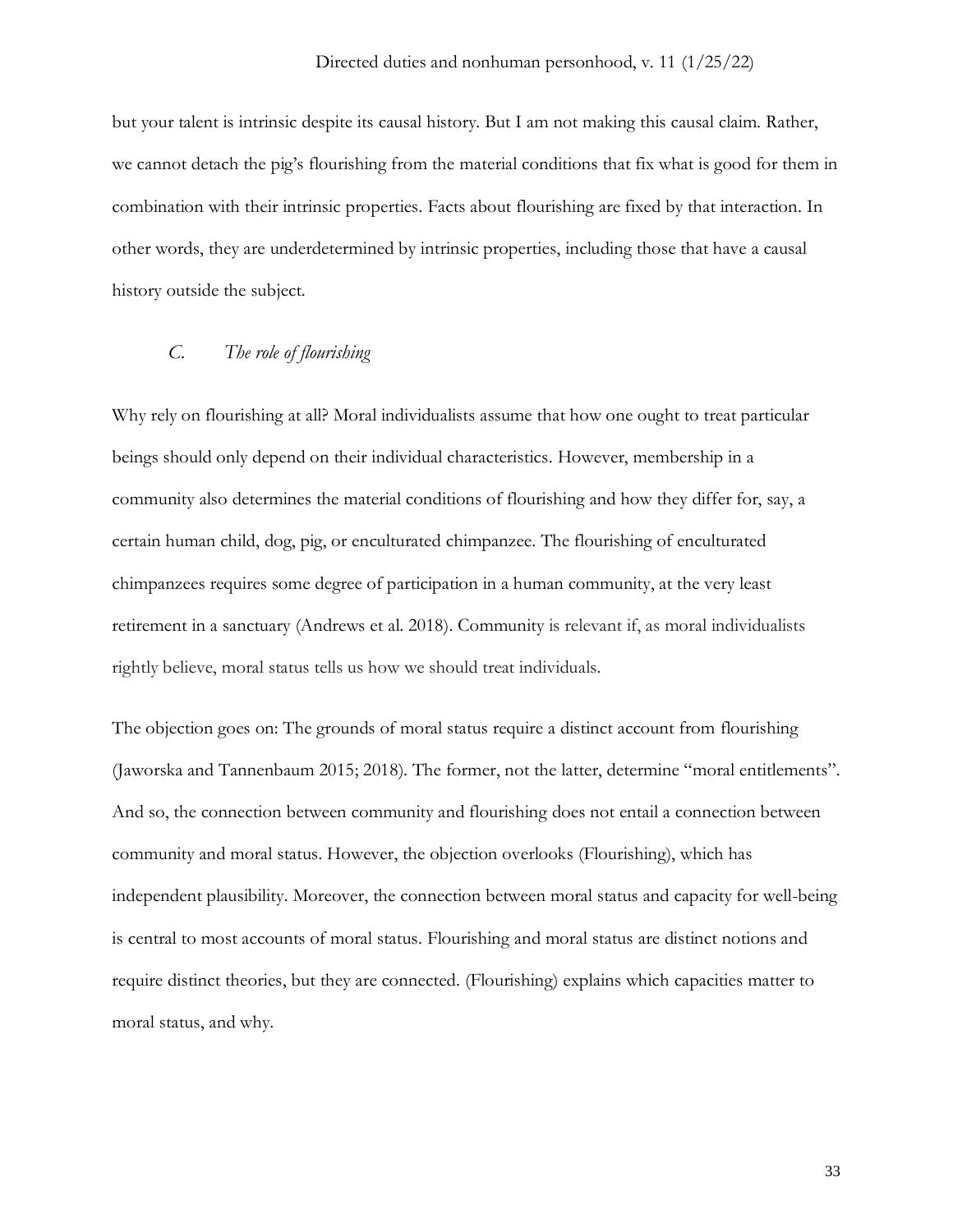but your talent is intrinsic despite its causal history. But I am not making this causal claim. Rather, we cannot detach the pig's flourishing from the material conditions that fix what is good for them in combination with their intrinsic properties. Facts about flourishing are fixed by that interaction. In other words, they are underdetermined by intrinsic properties, including those that have a causal history outside the subject.

### *C. The role of flourishing*

Why rely on flourishing at all? Moral individualists assume that how one ought to treat particular beings should only depend on their individual characteristics. However, membership in a community also determines the material conditions of flourishing and how they differ for, say, a certain human child, dog, pig, or enculturated chimpanzee. The flourishing of enculturated chimpanzees requires some degree of participation in a human community, at the very least retirement in a sanctuary (Andrews et al. 2018). Community is relevant if, as moral individualists rightly believe, moral status tells us how we should treat individuals.

The objection goes on: The grounds of moral status require a distinct account from flourishing (Jaworska and Tannenbaum 2015; 2018). The former, not the latter, determine "moral entitlements". And so, the connection between community and flourishing does not entail a connection between community and moral status. However, the objection overlooks (Flourishing), which has independent plausibility. Moreover, the connection between moral status and capacity for well-being is central to most accounts of moral status. Flourishing and moral status are distinct notions and require distinct theories, but they are connected. (Flourishing) explains which capacities matter to moral status, and why.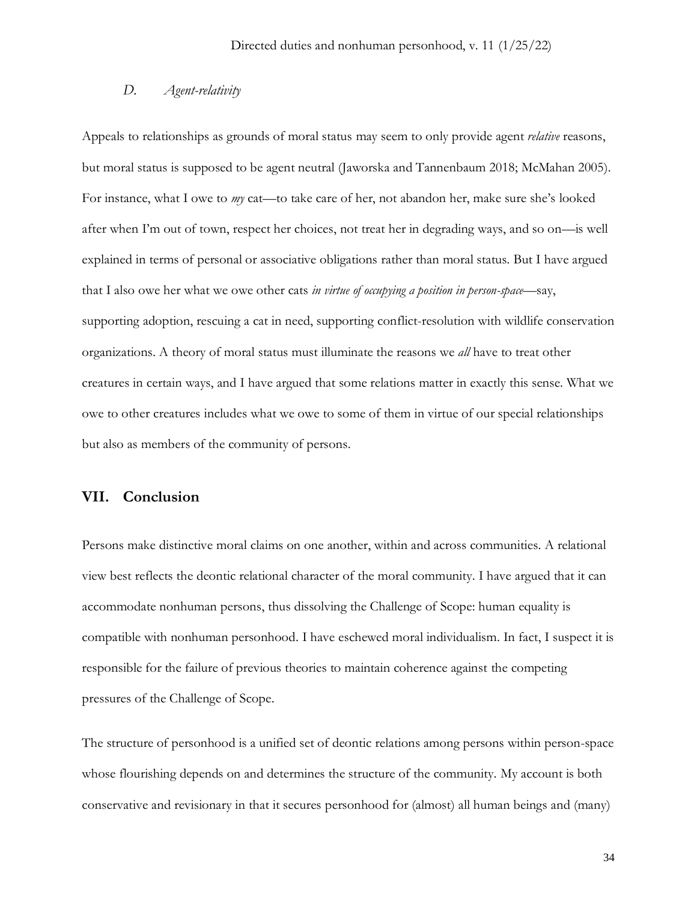### *D. Agent-relativity*

Appeals to relationships as grounds of moral status may seem to only provide agent *relative* reasons, but moral status is supposed to be agent neutral (Jaworska and Tannenbaum 2018; McMahan 2005). For instance, what I owe to *my* cat—to take care of her, not abandon her, make sure she's looked after when I'm out of town, respect her choices, not treat her in degrading ways, and so on—is well explained in terms of personal or associative obligations rather than moral status. But I have argued that I also owe her what we owe other cats *in virtue of occupying a position in person-space*—say, supporting adoption, rescuing a cat in need, supporting conflict-resolution with wildlife conservation organizations. A theory of moral status must illuminate the reasons we *all* have to treat other creatures in certain ways, and I have argued that some relations matter in exactly this sense. What we owe to other creatures includes what we owe to some of them in virtue of our special relationships but also as members of the community of persons.

## VII. Conclusion

Persons make distinctive moral claims on one another, within and across communities. A relational view best reflects the deontic relational character of the moral community. I have argued that it can accommodate nonhuman persons, thus dissolving the Challenge of Scope: human equality is compatible with nonhuman personhood. I have eschewed moral individualism. In fact, I suspect it is responsible for the failure of previous theories to maintain coherence against the competing pressures of the Challenge of Scope.

The structure of personhood is a unified set of deontic relations among persons within person-space whose flourishing depends on and determines the structure of the community. My account is both conservative and revisionary in that it secures personhood for (almost) all human beings and (many)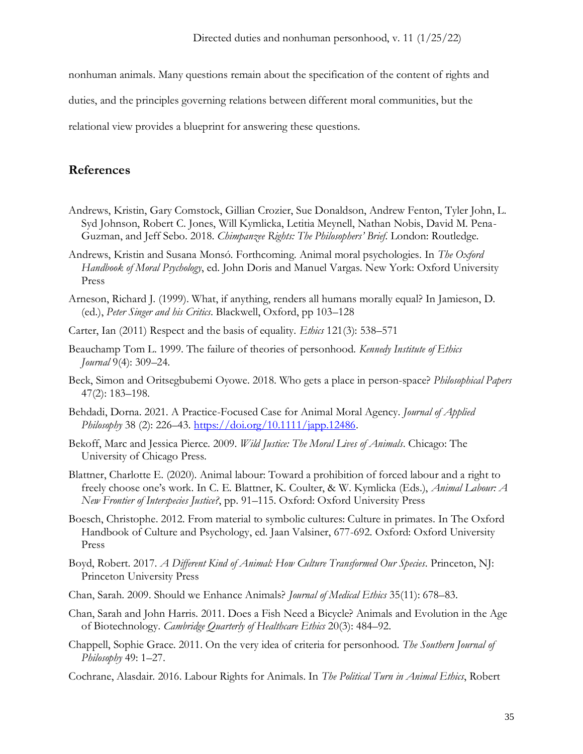nonhuman animals. Many questions remain about the specification of the content of rights and duties, and the principles governing relations between different moral communities, but the relational view provides a blueprint for answering these questions.

## References

Andrews, Kristin, Gary Comstock, Gillian Crozier, Sue Donaldson, Andrew Fenton, Tyler John, L. Syd Johnson, Robert C. Jones, Will Kymlicka, Letitia Meynell, Nathan Nobis, David M. Pena-Guzman, and Jeff Sebo. 2018. *Chimpanzee Rights: The Philosophers' Brief*. London: Routledge.

Andrews, Kristin and Susana Monsó. Forthcoming. Animal moral psychologies. In *The Oxford Handbook of Moral Psychology*, ed. John Doris and Manuel Vargas. New York: Oxford University Press

Arneson, Richard J. (1999). What, if anything, renders all humans morally equal? In Jamieson, D. (ed.), *Peter Singer and his Critics*. Blackwell, Oxford, pp 103–128

Carter, Ian (2011) Respect and the basis of equality. *Ethics* 121(3): 538–571

Beauchamp Tom L. 1999. The failure of theories of personhood. *Kennedy Institute of Ethics Journal* 9(4): 309–24.

Beck, Simon and Oritsegbubemi Oyowe. 2018. Who gets a place in person-space? *Philosophical Papers* 47(2): 183–198.

Behdadi, Dorna. 2021. A Practice-Focused Case for Animal Moral Agency. *Journal of Applied Philosophy* 38 (2): 226–43. https://doi.org/10.1111/japp.12486.

Bekoff, Marc and Jessica Pierce. 2009. *Wild Justice: The Moral Lives of Animals*. Chicago: The University of Chicago Press.

Blattner, Charlotte E. (2020). Animal labour: Toward a prohibition of forced labour and a right to freely choose one's work. In C. E. Blattner, K. Coulter, & W. Kymlicka (Eds.), *Animal Labour: A New Frontier of Interspecies Justice?*, pp. 91–115. Oxford: Oxford University Press

Boesch, Christophe. 2012. From material to symbolic cultures: Culture in primates. In The Oxford Handbook of Culture and Psychology, ed. Jaan Valsiner, 677-692. Oxford: Oxford University Press

Boyd, Robert. 2017. *A Different Kind of Animal: How Culture Transformed Our Species*. Princeton, NJ: Princeton University Press

Chan, Sarah. 2009. Should we Enhance Animals? *Journal of Medical Ethics* 35(11): 678–83.

Chan, Sarah and John Harris. 2011. Does a Fish Need a Bicycle? Animals and Evolution in the Age of Biotechnology. *Cambridge Quarterly of Healthcare Ethics* 20(3): 484–92.

Chappell, Sophie Grace. 2011. On the very idea of criteria for personhood. *The Southern Journal of Philosophy* 49: 1–27.

Cochrane, Alasdair. 2016. Labour Rights for Animals. In *The Political Turn in Animal Ethics*, Robert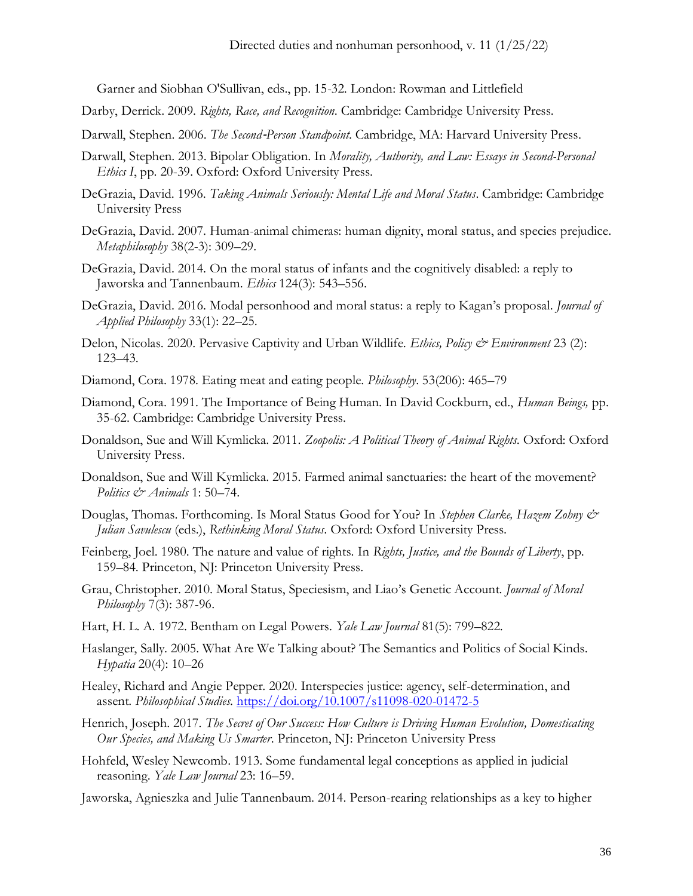Garner and Siobhan O'Sullivan, eds., pp. 15-32. London: Rowman and Littlefield

Darby, Derrick. 2009. *Rights, Race, and Recognition*. Cambridge: Cambridge University Press.

Darwall, Stephen. 2006. *The Second-Person Standpoint*. Cambridge, MA: Harvard University Press.

Darwall, Stephen. 2013. Bipolar Obligation. In *Morality, Authority, and Law: Essays in Second-Personal Ethics I*, pp. 20-39. Oxford: Oxford University Press.

DeGrazia, David. 1996. *Taking Animals Seriously: Mental Life and Moral Status*. Cambridge: Cambridge University Press

DeGrazia, David. 2007. Human-animal chimeras: human dignity, moral status, and species prejudice. *Metaphilosophy* 38(2-3): 309–29.

DeGrazia, David. 2014. On the moral status of infants and the cognitively disabled: a reply to Jaworska and Tannenbaum. *Ethics* 124(3): 543–556.

DeGrazia, David. 2016. Modal personhood and moral status: a reply to Kagan's proposal. *Journal of Applied Philosophy* 33(1): 22–25.

Delon, Nicolas. 2020. Pervasive Captivity and Urban Wildlife. *Ethics, Policy & Environment* 23 (2): 123–43.

Diamond, Cora. 1978. Eating meat and eating people. *Philosophy*. 53(206): 465–79

Diamond, Cora. 1991. The Importance of Being Human. In David Cockburn, ed., *Human Beings,* pp. 35-62. Cambridge: Cambridge University Press.

Donaldson, Sue and Will Kymlicka. 2011. *Zoopolis: A Political Theory of Animal Rights*. Oxford: Oxford University Press.

Donaldson, Sue and Will Kymlicka. 2015. Farmed animal sanctuaries: the heart of the movement? *Politics & Animals* 1: 50–74.

Douglas, Thomas. Forthcoming. Is Moral Status Good for You? In *Stephen Clarke, Hazem Zohny & Julian Savulescu* (eds.), *Rethinking Moral Status*. Oxford: Oxford University Press.

Feinberg, Joel. 1980. The nature and value of rights. In *Rights, Justice, and the Bounds of Liberty*, pp. 159–84. Princeton, NJ: Princeton University Press.

Grau, Christopher. 2010. Moral Status, Speciesism, and Liao's Genetic Account. *Journal of Moral Philosophy* 7(3): 387-96.

Hart, H. L. A. 1972. Bentham on Legal Powers. *Yale Law Journal* 81(5): 799–822.

Haslanger, Sally. 2005. What Are We Talking about? The Semantics and Politics of Social Kinds. *Hypatia* 20(4): 10–26

Healey, Richard and Angie Pepper. 2020. Interspecies justice: agency, self-determination, and assent. *Philosophical Studies*. https://doi.org/10.1007/s11098-020-01472-5

Henrich, Joseph. 2017. *The Secret of Our Success: How Culture is Driving Human Evolution, Domesticating Our Species, and Making Us Smarter*. Princeton, NJ: Princeton University Press

Hohfeld, Wesley Newcomb. 1913. Some fundamental legal conceptions as applied in judicial reasoning. *Yale Law Journal* 23: 16–59.

Jaworska, Agnieszka and Julie Tannenbaum. 2014. Person-rearing relationships as a key to higher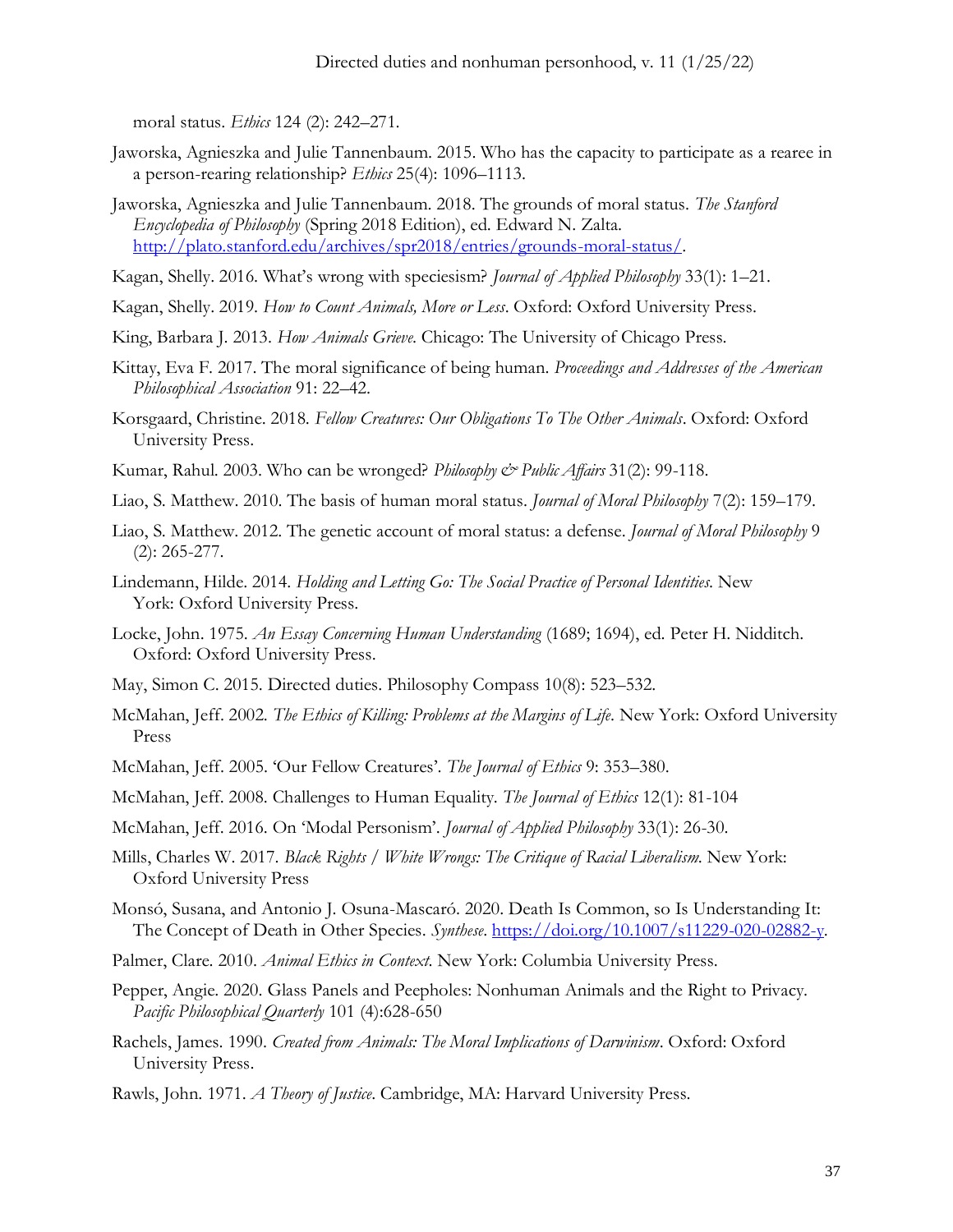moral status. *Ethics* 124 (2): 242–271.

Jaworska, Agnieszka and Julie Tannenbaum. 2015. Who has the capacity to participate as a rearee in a person-rearing relationship? *Ethics* 25(4): 1096–1113.

Jaworska, Agnieszka and Julie Tannenbaum. 2018. The grounds of moral status. *The Stanford Encyclopedia of Philosophy* (Spring 2018 Edition), ed. Edward N. Zalta. http://plato.stanford.edu/archives/spr2018/entries/grounds-moral-status/.

Kagan, Shelly. 2016. What's wrong with speciesism? *Journal of Applied Philosophy* 33(1): 1–21.

Kagan, Shelly. 2019. *How to Count Animals, More or Less*. Oxford: Oxford University Press.

King, Barbara J. 2013. *How Animals Grieve*. Chicago: The University of Chicago Press.

Kittay, Eva F. 2017. The moral significance of being human. *Proceedings and Addresses of the American Philosophical Association* 91: 22–42.

Korsgaard, Christine. 2018. *Fellow Creatures: Our Obligations To The Other Animals*. Oxford: Oxford University Press.

Kumar, Rahul. 2003. Who can be wronged? *Philosophy & Public Affairs* 31(2): 99-118.

Liao, S. Matthew. 2010. The basis of human moral status. *Journal of Moral Philosophy* 7(2): 159–179.

Liao, S. Matthew. 2012. The genetic account of moral status: a defense. *Journal of Moral Philosophy* 9 (2): 265-277.

Lindemann, Hilde. 2014. *Holding and Letting Go: The Social Practice of Personal Identities*. New York: Oxford University Press.

Locke, John. 1975. *An Essay Concerning Human Understanding* (1689; 1694), ed. Peter H. Nidditch. Oxford: Oxford University Press.

May, Simon C. 2015. Directed duties. Philosophy Compass 10(8): 523–532.

McMahan, Jeff. 2002. *The Ethics of Killing: Problems at the Margins of Life*. New York: Oxford University Press

McMahan, Jeff. 2005. 'Our Fellow Creatures'. *The Journal of Ethics* 9: 353–380.

McMahan, Jeff. 2008. Challenges to Human Equality. *The Journal of Ethics* 12(1): 81-104

McMahan, Jeff. 2016. On 'Modal Personism'. *Journal of Applied Philosophy* 33(1): 26-30.

Mills, Charles W. 2017. *Black Rights / White Wrongs: The Critique of Racial Liberalism*. New York: Oxford University Press

Monsó, Susana, and Antonio J. Osuna-Mascaró. 2020. Death Is Common, so Is Understanding It: The Concept of Death in Other Species. *Synthese*. https://doi.org/10.1007/s11229-020-02882-y.

Palmer, Clare. 2010. *Animal Ethics in Context*. New York: Columbia University Press.

Pepper, Angie. 2020. Glass Panels and Peepholes: Nonhuman Animals and the Right to Privacy. *Pacific Philosophical Quarterly* 101 (4):628-650

Rachels, James. 1990. *Created from Animals: The Moral Implications of Darwinism*. Oxford: Oxford University Press.

Rawls, John. 1971. *A Theory of Justice*. Cambridge, MA: Harvard University Press.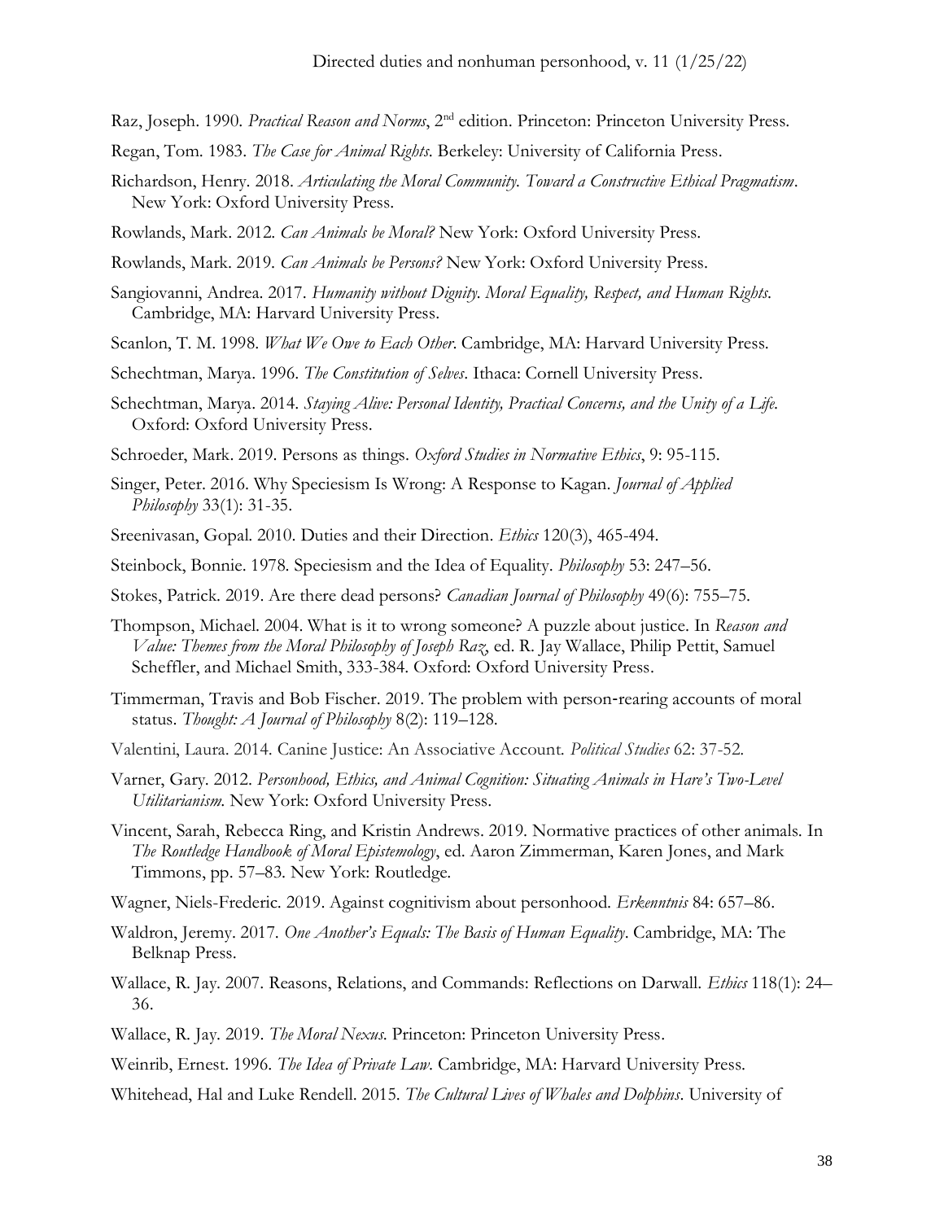Raz, Joseph. 1990. *Practical Reason and Norms*, 2nd edition. Princeton: Princeton University Press.

Regan, Tom. 1983. *The Case for Animal Rights*. Berkeley: University of California Press.

Richardson, Henry. 2018. *Articulating the Moral Community. Toward a Constructive Ethical Pragmatism*. New York: Oxford University Press.

Rowlands, Mark. 2012. *Can Animals be Moral?* New York: Oxford University Press.

Rowlands, Mark. 2019. *Can Animals be Persons?* New York: Oxford University Press.

Sangiovanni, Andrea. 2017. *Humanity without Dignity. Moral Equality, Respect, and Human Rights*. Cambridge, MA: Harvard University Press.

Scanlon, T. M. 1998. *What We Owe to Each Other*. Cambridge, MA: Harvard University Press.

Schechtman, Marya. 1996. *The Constitution of Selves*. Ithaca: Cornell University Press.

Schechtman, Marya. 2014. *Staying Alive: Personal Identity, Practical Concerns, and the Unity of a Life*. Oxford: Oxford University Press.

Schroeder, Mark. 2019. Persons as things. *Oxford Studies in Normative Ethics*, 9: 95-115.

Singer, Peter. 2016. Why Speciesism Is Wrong: A Response to Kagan. *Journal of Applied Philosophy* 33(1): 31-35.

Sreenivasan, Gopal. 2010. Duties and their Direction. *Ethics* 120(3), 465-494.

Steinbock, Bonnie. 1978. Speciesism and the Idea of Equality. *Philosophy* 53: 247–56.

Stokes, Patrick. 2019. Are there dead persons? *Canadian Journal of Philosophy* 49(6): 755–75.

Thompson, Michael. 2004. What is it to wrong someone? A puzzle about justice. In *Reason and Value: Themes from the Moral Philosophy of Joseph Raz*, ed. R. Jay Wallace, Philip Pettit, Samuel Scheffler, and Michael Smith, 333-384. Oxford: Oxford University Press.

Timmerman, Travis and Bob Fischer. 2019. The problem with person-rearing accounts of moral status. *Thought: A Journal of Philosophy* 8(2): 119–128.

Valentini, Laura. 2014. Canine Justice: An Associative Account. *Political Studies* 62: 37-52.

Varner, Gary. 2012. *Personhood, Ethics, and Animal Cognition: Situating Animals in Hare's Two-Level Utilitarianism*. New York: Oxford University Press.

Vincent, Sarah, Rebecca Ring, and Kristin Andrews. 2019. Normative practices of other animals. In *The Routledge Handbook of Moral Epistemology*, ed. Aaron Zimmerman, Karen Jones, and Mark Timmons, pp. 57–83. New York: Routledge.

Wagner, Niels-Frederic. 2019. Against cognitivism about personhood. *Erkenntnis* 84: 657–86.

Waldron, Jeremy. 2017. *One Another's Equals: The Basis of Human Equality*. Cambridge, MA: The Belknap Press.

Wallace, R. Jay. 2007. Reasons, Relations, and Commands: Reflections on Darwall. *Ethics* 118(1): 24–36.

Wallace, R. Jay. 2019. *The Moral Nexus*. Princeton: Princeton University Press.

Weinrib, Ernest. 1996. *The Idea of Private Law*. Cambridge, MA: Harvard University Press.

Whitehead, Hal and Luke Rendell. 2015. *The Cultural Lives of Whales and Dolphins*. University of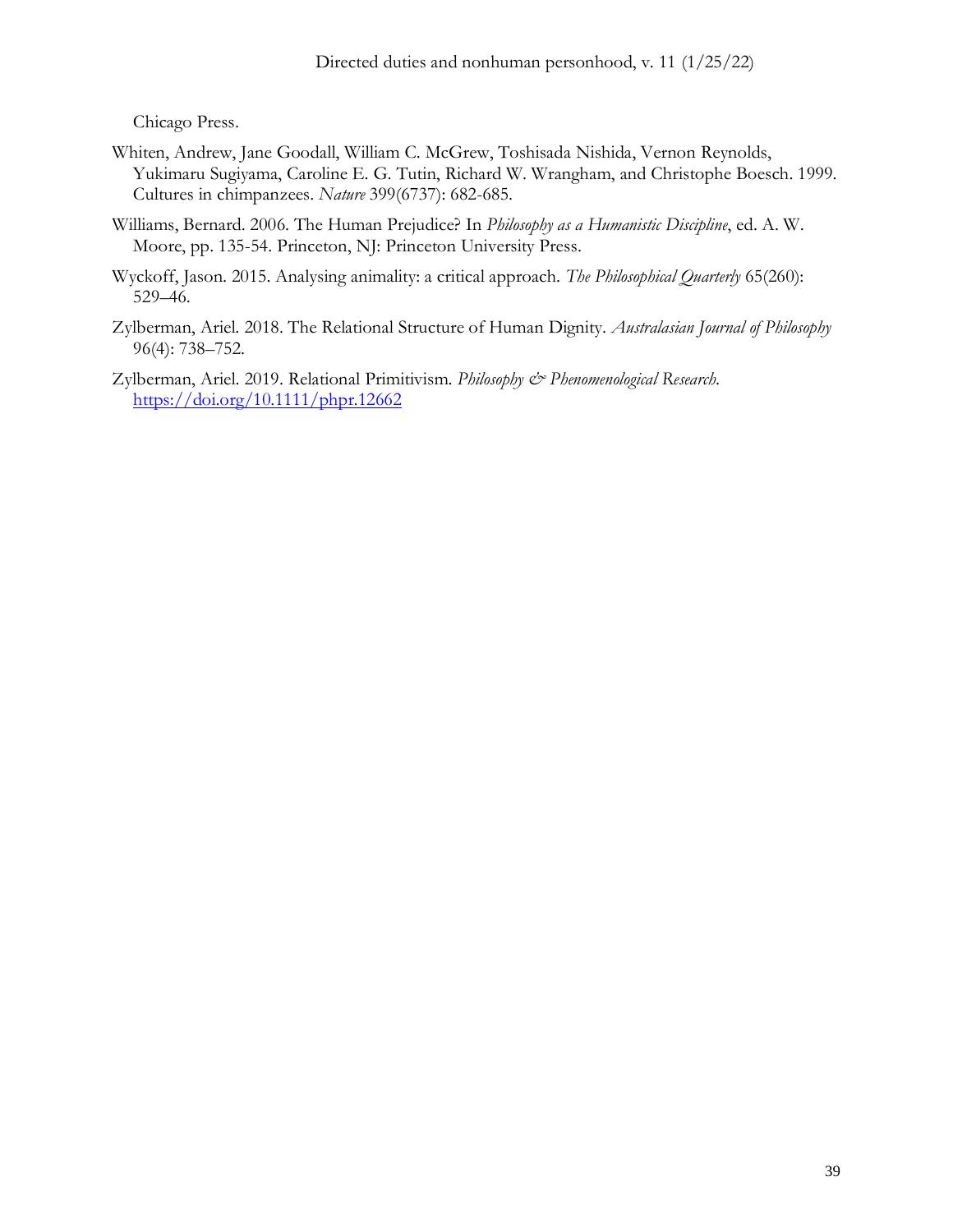Chicago Press.

Whiten, Andrew, Jane Goodall, William C. McGrew, Toshisada Nishida, Vernon Reynolds, Yukimaru Sugiyama, Caroline E. G. Tutin, Richard W. Wrangham, and Christophe Boesch. 1999. Cultures in chimpanzees. *Nature* 399(6737): 682-685.

Williams, Bernard. 2006. The Human Prejudice? In *Philosophy as a Humanistic Discipline*, ed. A. W. Moore, pp. 135-54. Princeton, NJ: Princeton University Press.

Wyckoff, Jason. 2015. Analysing animality: a critical approach. *The Philosophical Quarterly* 65(260): 529–46.

Zylberman, Ariel. 2018. The Relational Structure of Human Dignity. *Australasian Journal of Philosophy* 96(4): 738–752.

Zylberman, Ariel. 2019. Relational Primitivism. *Philosophy & Phenomenological Research*. https://doi.org/10.1111/phpr.12662